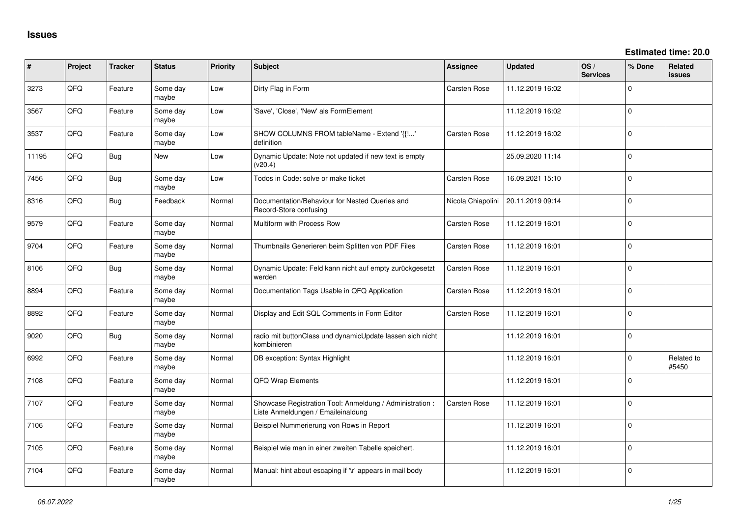# Issues

**Estimated time: 20.0**

| # | Project | Tracker | Status | Priority | Subject | Assignee | Updated | OS / Services | % Done | Related issues |
|---|---|---|---|---|---|---|---|---|---|---|
| 3273 | QFQ | Feature | Some day maybe | Low | Dirty Flag in Form | Carsten Rose | 11.12.2019 16:02 | | 0 | |
| 3567 | QFQ | Feature | Some day maybe | Low | 'Save', 'Close', 'New' als FormElement | | 11.12.2019 16:02 | | 0 | |
| 3537 | QFQ | Feature | Some day maybe | Low | SHOW COLUMNS FROM tableName - Extend '{{!...' definition | Carsten Rose | 11.12.2019 16:02 | | 0 | |
| 11195 | QFQ | Bug | New | Low | Dynamic Update: Note not updated if new text is empty (v20.4) | | 25.09.2020 11:14 | | 0 | |
| 7456 | QFQ | Bug | Some day maybe | Low | Todos in Code: solve or make ticket | Carsten Rose | 16.09.2021 15:10 | | 0 | |
| 8316 | QFQ | Bug | Feedback | Normal | Documentation/Behaviour for Nested Queries and Record-Store confusing | Nicola Chiapolini | 20.11.2019 09:14 | | 0 | |
| 9579 | QFQ | Feature | Some day maybe | Normal | Multiform with Process Row | Carsten Rose | 11.12.2019 16:01 | | 0 | |
| 9704 | QFQ | Feature | Some day maybe | Normal | Thumbnails Generieren beim Splitten von PDF Files | Carsten Rose | 11.12.2019 16:01 | | 0 | |
| 8106 | QFQ | Bug | Some day maybe | Normal | Dynamic Update: Feld kann nicht auf empty zurückgesetzt werden | Carsten Rose | 11.12.2019 16:01 | | 0 | |
| 8894 | QFQ | Feature | Some day maybe | Normal | Documentation Tags Usable in QFQ Application | Carsten Rose | 11.12.2019 16:01 | | 0 | |
| 8892 | QFQ | Feature | Some day maybe | Normal | Display and Edit SQL Comments in Form Editor | Carsten Rose | 11.12.2019 16:01 | | 0 | |
| 9020 | QFQ | Bug | Some day maybe | Normal | radio mit buttonClass und dynamicUpdate lassen sich nicht kombinieren | | 11.12.2019 16:01 | | 0 | |
| 6992 | QFQ | Feature | Some day maybe | Normal | DB exception: Syntax Highlight | | 11.12.2019 16:01 | | 0 | Related to #5450 |
| 7108 | QFQ | Feature | Some day maybe | Normal | QFQ Wrap Elements | | 11.12.2019 16:01 | | 0 | |
| 7107 | QFQ | Feature | Some day maybe | Normal | Showcase Registration Tool: Anmeldung / Administration : Liste Anmeldungen / Emaileinaldung | Carsten Rose | 11.12.2019 16:01 | | 0 | |
| 7106 | QFQ | Feature | Some day maybe | Normal | Beispiel Nummerierung von Rows in Report | | 11.12.2019 16:01 | | 0 | |
| 7105 | QFQ | Feature | Some day maybe | Normal | Beispiel wie man in einer zweiten Tabelle speichert. | | 11.12.2019 16:01 | | 0 | |
| 7104 | QFQ | Feature | Some day maybe | Normal | Manual: hint about escaping if '\r' appears in mail body | | 11.12.2019 16:01 | | 0 | |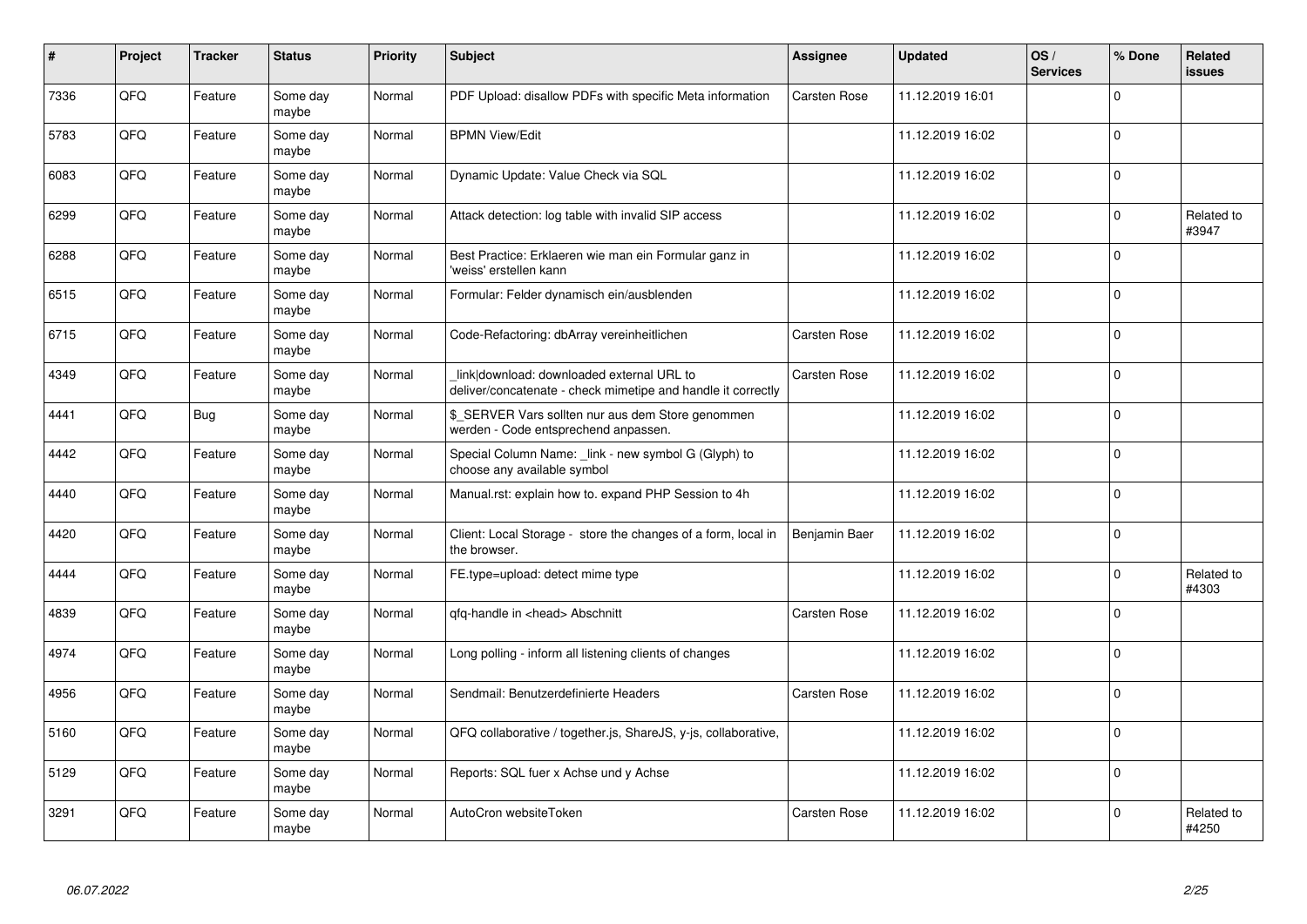| # | Project | Tracker | Status | Priority | Subject | Assignee | Updated | OS / Services | % Done | Related issues |
|---|---|---|---|---|---|---|---|---|---|---|
| 7336 | QFQ | Feature | Some day maybe | Normal | PDF Upload: disallow PDFs with specific Meta information | Carsten Rose | 11.12.2019 16:01 | | 0 | |
| 5783 | QFQ | Feature | Some day maybe | Normal | BPMN View/Edit | | 11.12.2019 16:02 | | 0 | |
| 6083 | QFQ | Feature | Some day maybe | Normal | Dynamic Update: Value Check via SQL | | 11.12.2019 16:02 | | 0 | |
| 6299 | QFQ | Feature | Some day maybe | Normal | Attack detection: log table with invalid SIP access | | 11.12.2019 16:02 | | 0 | Related to #3947 |
| 6288 | QFQ | Feature | Some day maybe | Normal | Best Practice: Erklaeren wie man ein Formular ganz in 'weiss' erstellen kann | | 11.12.2019 16:02 | | 0 | |
| 6515 | QFQ | Feature | Some day maybe | Normal | Formular: Felder dynamisch ein/ausblenden | | 11.12.2019 16:02 | | 0 | |
| 6715 | QFQ | Feature | Some day maybe | Normal | Code-Refactoring: dbArray vereinheitlichen | Carsten Rose | 11.12.2019 16:02 | | 0 | |
| 4349 | QFQ | Feature | Some day maybe | Normal | _link\|download: downloaded external URL to deliver/concatenate - check mimetipe and handle it correctly | Carsten Rose | 11.12.2019 16:02 | | 0 | |
| 4441 | QFQ | Bug | Some day maybe | Normal | $_SERVER Vars sollten nur aus dem Store genommen werden - Code entsprechend anpassen. | | 11.12.2019 16:02 | | 0 | |
| 4442 | QFQ | Feature | Some day maybe | Normal | Special Column Name: _link - new symbol G (Glyph) to choose any available symbol | | 11.12.2019 16:02 | | 0 | |
| 4440 | QFQ | Feature | Some day maybe | Normal | Manual.rst: explain how to. expand PHP Session to 4h | | 11.12.2019 16:02 | | 0 | |
| 4420 | QFQ | Feature | Some day maybe | Normal | Client: Local Storage - store the changes of a form, local in the browser. | Benjamin Baer | 11.12.2019 16:02 | | 0 | |
| 4444 | QFQ | Feature | Some day maybe | Normal | FE.type=upload: detect mime type | | 11.12.2019 16:02 | | 0 | Related to #4303 |
| 4839 | QFQ | Feature | Some day maybe | Normal | qfq-handle in <head> Abschnitt | Carsten Rose | 11.12.2019 16:02 | | 0 | |
| 4974 | QFQ | Feature | Some day maybe | Normal | Long polling - inform all listening clients of changes | | 11.12.2019 16:02 | | 0 | |
| 4956 | QFQ | Feature | Some day maybe | Normal | Sendmail: Benutzerdefinierte Headers | Carsten Rose | 11.12.2019 16:02 | | 0 | |
| 5160 | QFQ | Feature | Some day maybe | Normal | QFQ collaborative / together.js, ShareJS, y-js, collaborative, | | 11.12.2019 16:02 | | 0 | |
| 5129 | QFQ | Feature | Some day maybe | Normal | Reports: SQL fuer x Achse und y Achse | | 11.12.2019 16:02 | | 0 | |
| 3291 | QFQ | Feature | Some day maybe | Normal | AutoCron websiteToken | Carsten Rose | 11.12.2019 16:02 | | 0 | Related to #4250 |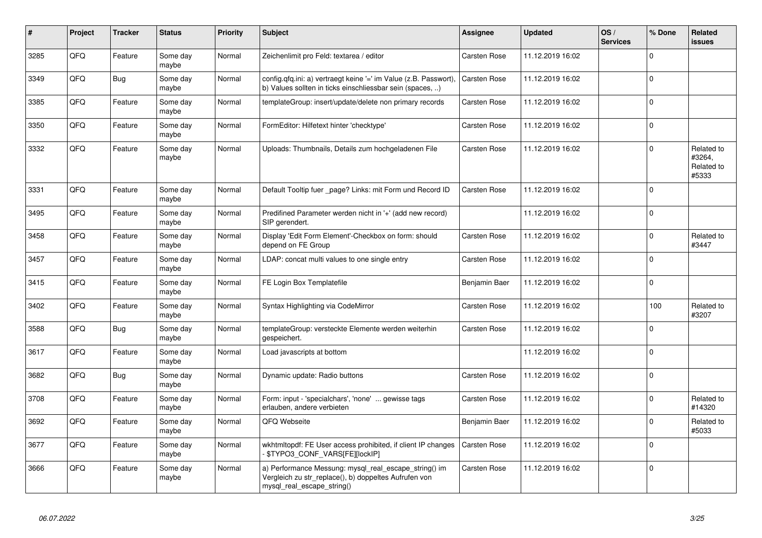| # | Project | Tracker | Status | Priority | Subject | Assignee | Updated | OS / Services | % Done | Related issues |
|---|---|---|---|---|---|---|---|---|---|---|
| 3285 | QFQ | Feature | Some day maybe | Normal | Zeichenlimit pro Feld: textarea / editor | Carsten Rose | 11.12.2019 16:02 | | 0 | |
| 3349 | QFQ | Bug | Some day maybe | Normal | config.qfq.ini: a) vertraegt keine '=' im Value (z.B. Passwort), b) Values sollten in ticks einschliessbar sein (spaces, ..) | Carsten Rose | 11.12.2019 16:02 | | 0 | |
| 3385 | QFQ | Feature | Some day maybe | Normal | templateGroup: insert/update/delete non primary records | Carsten Rose | 11.12.2019 16:02 | | 0 | |
| 3350 | QFQ | Feature | Some day maybe | Normal | FormEditor: Hilfetext hinter 'checktype' | Carsten Rose | 11.12.2019 16:02 | | 0 | |
| 3332 | QFQ | Feature | Some day maybe | Normal | Uploads: Thumbnails, Details zum hochgeladenen File | Carsten Rose | 11.12.2019 16:02 | | 0 | Related to #3264, Related to #5333 |
| 3331 | QFQ | Feature | Some day maybe | Normal | Default Tooltip fuer _page? Links: mit Form und Record ID | Carsten Rose | 11.12.2019 16:02 | | 0 | |
| 3495 | QFQ | Feature | Some day maybe | Normal | Predifined Parameter werden nicht in '+' (add new record) SIP gerendert. | | 11.12.2019 16:02 | | 0 | |
| 3458 | QFQ | Feature | Some day maybe | Normal | Display 'Edit Form Element'-Checkbox on form: should depend on FE Group | Carsten Rose | 11.12.2019 16:02 | | 0 | Related to #3447 |
| 3457 | QFQ | Feature | Some day maybe | Normal | LDAP: concat multi values to one single entry | Carsten Rose | 11.12.2019 16:02 | | 0 | |
| 3415 | QFQ | Feature | Some day maybe | Normal | FE Login Box Templatefile | Benjamin Baer | 11.12.2019 16:02 | | 0 | |
| 3402 | QFQ | Feature | Some day maybe | Normal | Syntax Highlighting via CodeMirror | Carsten Rose | 11.12.2019 16:02 | | 100 | Related to #3207 |
| 3588 | QFQ | Bug | Some day maybe | Normal | templateGroup: versteckte Elemente werden weiterhin gespeichert. | Carsten Rose | 11.12.2019 16:02 | | 0 | |
| 3617 | QFQ | Feature | Some day maybe | Normal | Load javascripts at bottom | | 11.12.2019 16:02 | | 0 | |
| 3682 | QFQ | Bug | Some day maybe | Normal | Dynamic update: Radio buttons | Carsten Rose | 11.12.2019 16:02 | | 0 | |
| 3708 | QFQ | Feature | Some day maybe | Normal | Form: input - 'specialchars', 'none' ... gewisse tags erlauben, andere verbieten | Carsten Rose | 11.12.2019 16:02 | | 0 | Related to #14320 |
| 3692 | QFQ | Feature | Some day maybe | Normal | QFQ Webseite | Benjamin Baer | 11.12.2019 16:02 | | 0 | Related to #5033 |
| 3677 | QFQ | Feature | Some day maybe | Normal | wkhtmltopdf: FE User access prohibited, if client IP changes - $TYPO3_CONF_VARS[FE][lockIP] | Carsten Rose | 11.12.2019 16:02 | | 0 | |
| 3666 | QFQ | Feature | Some day maybe | Normal | a) Performance Messung: mysql_real_escape_string() im Vergleich zu str_replace(), b) doppeltes Aufrufen von mysql_real_escape_string() | Carsten Rose | 11.12.2019 16:02 | | 0 | |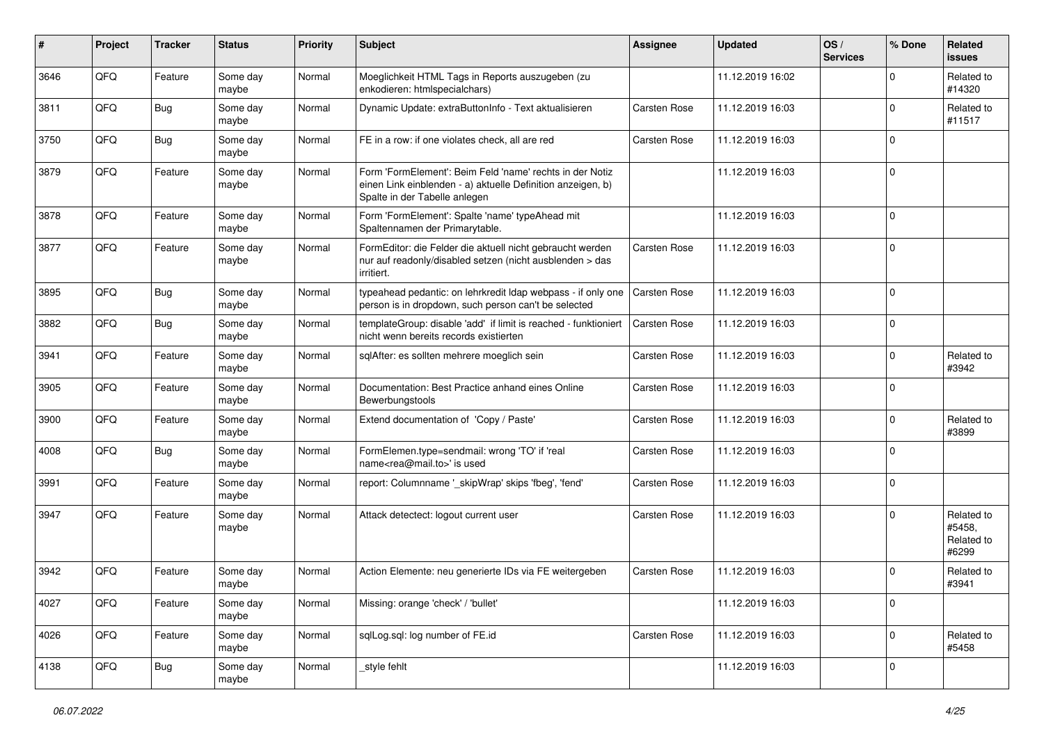| # | Project | Tracker | Status | Priority | Subject | Assignee | Updated | OS / Services | % Done | Related issues |
|---|---|---|---|---|---|---|---|---|---|---|
| 3646 | QFQ | Feature | Some day maybe | Normal | Moeglichkeit HTML Tags in Reports auszugeben (zu enkodieren: htmlspecialchars) | | 11.12.2019 16:02 | | 0 | Related to #14320 |
| 3811 | QFQ | Bug | Some day maybe | Normal | Dynamic Update: extraButtonInfo - Text aktualisieren | Carsten Rose | 11.12.2019 16:03 | | 0 | Related to #11517 |
| 3750 | QFQ | Bug | Some day maybe | Normal | FE in a row: if one violates check, all are red | Carsten Rose | 11.12.2019 16:03 | | 0 | |
| 3879 | QFQ | Feature | Some day maybe | Normal | Form 'FormElement': Beim Feld 'name' rechts in der Notiz einen Link einblenden - a) aktuelle Definition anzeigen, b) Spalte in der Tabelle anlegen | | 11.12.2019 16:03 | | 0 | |
| 3878 | QFQ | Feature | Some day maybe | Normal | Form 'FormElement': Spalte 'name' typeAhead mit Spaltennamen der Primarytable. | | 11.12.2019 16:03 | | 0 | |
| 3877 | QFQ | Feature | Some day maybe | Normal | FormEditor: die Felder die aktuell nicht gebraucht werden nur auf readonly/disabled setzen (nicht ausblenden > das irritiert. | Carsten Rose | 11.12.2019 16:03 | | 0 | |
| 3895 | QFQ | Bug | Some day maybe | Normal | typeahead pedantic: on lehrkredit ldap webpass - if only one person is in dropdown, such person can't be selected | Carsten Rose | 11.12.2019 16:03 | | 0 | |
| 3882 | QFQ | Bug | Some day maybe | Normal | templateGroup: disable 'add' if limit is reached - funktioniert nicht wenn bereits records existierten | Carsten Rose | 11.12.2019 16:03 | | 0 | |
| 3941 | QFQ | Feature | Some day maybe | Normal | sqlAfter: es sollten mehrere moeglich sein | Carsten Rose | 11.12.2019 16:03 | | 0 | Related to #3942 |
| 3905 | QFQ | Feature | Some day maybe | Normal | Documentation: Best Practice anhand eines Online Bewerbungstools | Carsten Rose | 11.12.2019 16:03 | | 0 | |
| 3900 | QFQ | Feature | Some day maybe | Normal | Extend documentation of 'Copy / Paste' | Carsten Rose | 11.12.2019 16:03 | | 0 | Related to #3899 |
| 4008 | QFQ | Bug | Some day maybe | Normal | FormElemen.type=sendmail: wrong 'TO' if 'real name<rea@mail.to>' is used | Carsten Rose | 11.12.2019 16:03 | | 0 | |
| 3991 | QFQ | Feature | Some day maybe | Normal | report: Columnname '_skipWrap' skips 'fbeg', 'fend' | Carsten Rose | 11.12.2019 16:03 | | 0 | |
| 3947 | QFQ | Feature | Some day maybe | Normal | Attack detectect: logout current user | Carsten Rose | 11.12.2019 16:03 | | 0 | Related to #5458, Related to #6299 |
| 3942 | QFQ | Feature | Some day maybe | Normal | Action Elemente: neu generierte IDs via FE weitergeben | Carsten Rose | 11.12.2019 16:03 | | 0 | Related to #3941 |
| 4027 | QFQ | Feature | Some day maybe | Normal | Missing: orange 'check' / 'bullet' | | 11.12.2019 16:03 | | 0 | |
| 4026 | QFQ | Feature | Some day maybe | Normal | sqlLog.sql: log number of FE.id | Carsten Rose | 11.12.2019 16:03 | | 0 | Related to #5458 |
| 4138 | QFQ | Bug | Some day maybe | Normal | _style fehlt | | 11.12.2019 16:03 | | 0 | |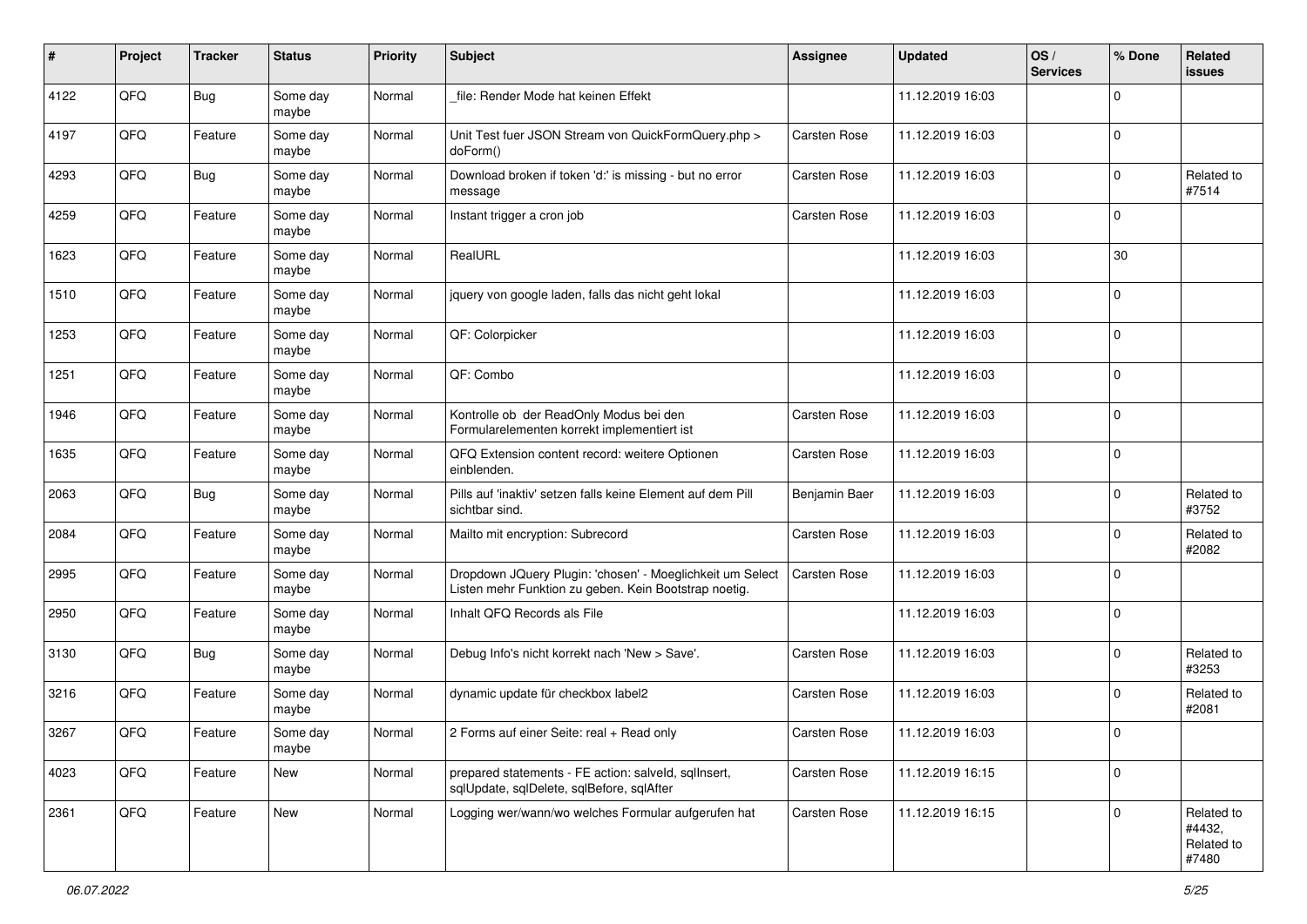| # | Project | Tracker | Status | Priority | Subject | Assignee | Updated | OS / Services | % Done | Related issues |
|---|---|---|---|---|---|---|---|---|---|---|
| 4122 | QFO | Bug | Some day maybe | Normal | _file: Render Mode hat keinen Effekt | | 11.12.2019 16:03 | | 0 | |
| 4197 | QFQ | Feature | Some day maybe | Normal | Unit Test fuer JSON Stream von QuickFormQuery.php > doForm() | Carsten Rose | 11.12.2019 16:03 | | 0 | |
| 4293 | QFQ | Bug | Some day maybe | Normal | Download broken if token 'd:' is missing - but no error message | Carsten Rose | 11.12.2019 16:03 | | 0 | Related to #7514 |
| 4259 | QFQ | Feature | Some day maybe | Normal | Instant trigger a cron job | Carsten Rose | 11.12.2019 16:03 | | 0 | |
| 1623 | QFQ | Feature | Some day maybe | Normal | RealURL | | 11.12.2019 16:03 | | 30 | |
| 1510 | QFQ | Feature | Some day maybe | Normal | jquery von google laden, falls das nicht geht lokal | | 11.12.2019 16:03 | | 0 | |
| 1253 | QFQ | Feature | Some day maybe | Normal | QF: Colorpicker | | 11.12.2019 16:03 | | 0 | |
| 1251 | QFQ | Feature | Some day maybe | Normal | QF: Combo | | 11.12.2019 16:03 | | 0 | |
| 1946 | QFQ | Feature | Some day maybe | Normal | Kontrolle ob der ReadOnly Modus bei den Formularelementen korrekt implementiert ist | Carsten Rose | 11.12.2019 16:03 | | 0 | |
| 1635 | QFQ | Feature | Some day maybe | Normal | QFQ Extension content record: weitere Optionen einblenden. | Carsten Rose | 11.12.2019 16:03 | | 0 | |
| 2063 | QFQ | Bug | Some day maybe | Normal | Pills auf 'inaktiv' setzen falls keine Element auf dem Pill sichtbar sind. | Benjamin Baer | 11.12.2019 16:03 | | 0 | Related to #3752 |
| 2084 | QFQ | Feature | Some day maybe | Normal | Mailto mit encryption: Subrecord | Carsten Rose | 11.12.2019 16:03 | | 0 | Related to #2082 |
| 2995 | QFQ | Feature | Some day maybe | Normal | Dropdown JQuery Plugin: 'chosen' - Moeglichkeit um Select Listen mehr Funktion zu geben. Kein Bootstrap noetig. | Carsten Rose | 11.12.2019 16:03 | | 0 | |
| 2950 | QFQ | Feature | Some day maybe | Normal | Inhalt QFQ Records als File | | 11.12.2019 16:03 | | 0 | |
| 3130 | QFQ | Bug | Some day maybe | Normal | Debug Info's nicht korrekt nach 'New > Save'. | Carsten Rose | 11.12.2019 16:03 | | 0 | Related to #3253 |
| 3216 | QFQ | Feature | Some day maybe | Normal | dynamic update für checkbox label2 | Carsten Rose | 11.12.2019 16:03 | | 0 | Related to #2081 |
| 3267 | QFQ | Feature | Some day maybe | Normal | 2 Forms auf einer Seite: real + Read only | Carsten Rose | 11.12.2019 16:03 | | 0 | |
| 4023 | QFQ | Feature | New | Normal | prepared statements - FE action: salveld, sqlInsert, sqlUpdate, sqlDelete, sqlBefore, sqlAfter | Carsten Rose | 11.12.2019 16:15 | | 0 | |
| 2361 | QFQ | Feature | New | Normal | Logging wer/wann/wo welches Formular aufgerufen hat | Carsten Rose | 11.12.2019 16:15 | | 0 | Related to #4432, Related to #7480 |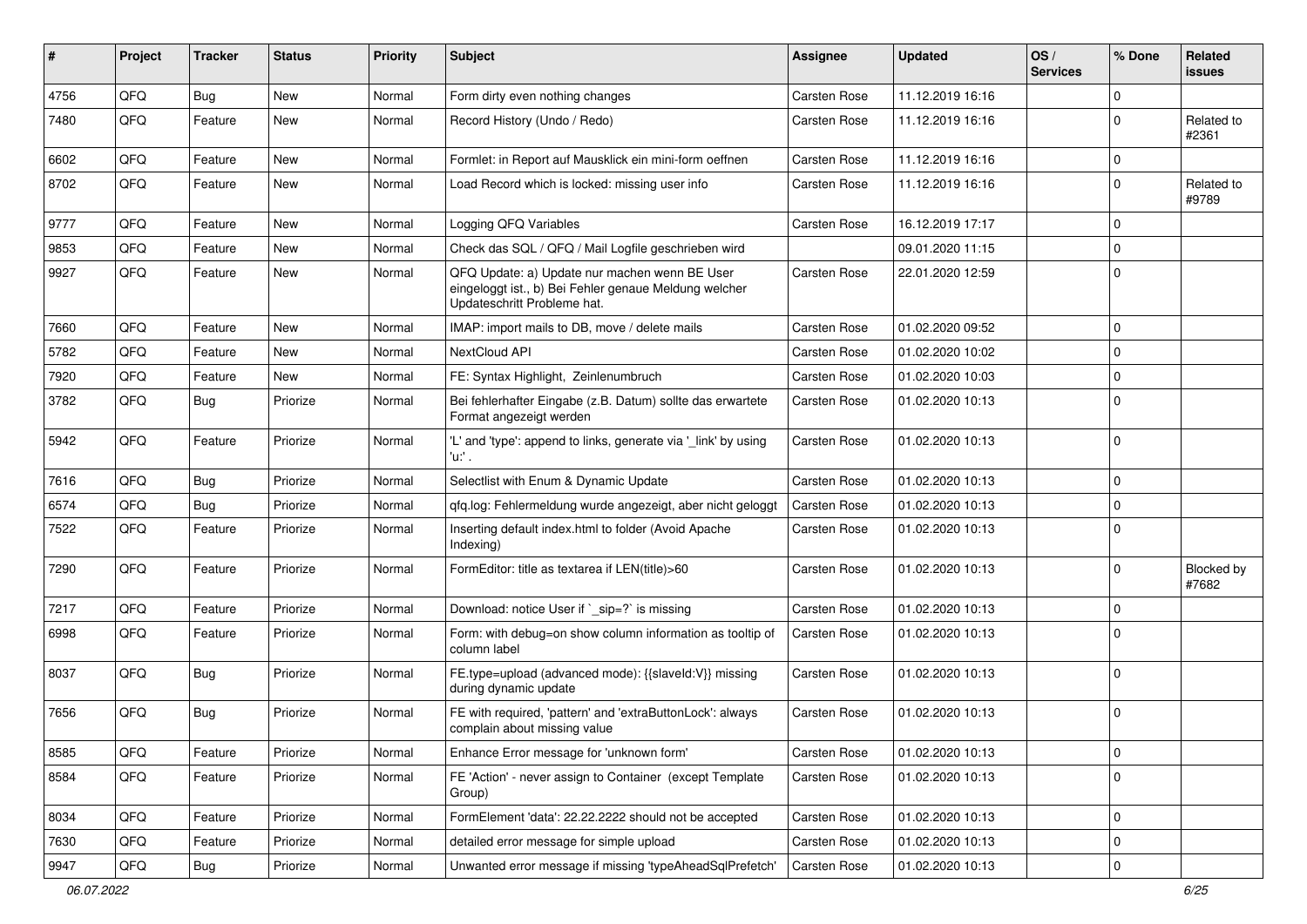| # | Project | Tracker | Status | Priority | Subject | Assignee | Updated | OS / Services | % Done | Related issues |
|---|---|---|---|---|---|---|---|---|---|---|
| 4756 | QFQ | Bug | New | Normal | Form dirty even nothing changes | Carsten Rose | 11.12.2019 16:16 | | 0 | |
| 7480 | QFQ | Feature | New | Normal | Record History (Undo / Redo) | Carsten Rose | 11.12.2019 16:16 | | 0 | Related to #2361 |
| 6602 | QFQ | Feature | New | Normal | Formlet: in Report auf Mausklick ein mini-form oeffnen | Carsten Rose | 11.12.2019 16:16 | | 0 | |
| 8702 | QFQ | Feature | New | Normal | Load Record which is locked: missing user info | Carsten Rose | 11.12.2019 16:16 | | 0 | Related to #9789 |
| 9777 | QFQ | Feature | New | Normal | Logging QFQ Variables | Carsten Rose | 16.12.2019 17:17 | | 0 | |
| 9853 | QFQ | Feature | New | Normal | Check das SQL / QFQ / Mail Logfile geschrieben wird | | 09.01.2020 11:15 | | 0 | |
| 9927 | QFQ | Feature | New | Normal | QFQ Update: a) Update nur machen wenn BE User eingeloggt ist., b) Bei Fehler genaue Meldung welcher Updateschritt Probleme hat. | Carsten Rose | 22.01.2020 12:59 | | 0 | |
| 7660 | QFQ | Feature | New | Normal | IMAP: import mails to DB, move / delete mails | Carsten Rose | 01.02.2020 09:52 | | 0 | |
| 5782 | QFQ | Feature | New | Normal | NextCloud API | Carsten Rose | 01.02.2020 10:02 | | 0 | |
| 7920 | QFQ | Feature | New | Normal | FE: Syntax Highlight, Zeinlenumbruch | Carsten Rose | 01.02.2020 10:03 | | 0 | |
| 3782 | QFQ | Bug | Priorize | Normal | Bei fehlerhafter Eingabe (z.B. Datum) sollte das erwartete Format angezeigt werden | Carsten Rose | 01.02.2020 10:13 | | 0 | |
| 5942 | QFQ | Feature | Priorize | Normal | 'L' and 'type': append to links, generate via '_link' by using 'u:' . | Carsten Rose | 01.02.2020 10:13 | | 0 | |
| 7616 | QFQ | Bug | Priorize | Normal | Selectlist with Enum & Dynamic Update | Carsten Rose | 01.02.2020 10:13 | | 0 | |
| 6574 | QFQ | Bug | Priorize | Normal | qfq.log: Fehlermeldung wurde angezeigt, aber nicht geloggt | Carsten Rose | 01.02.2020 10:13 | | 0 | |
| 7522 | QFQ | Feature | Priorize | Normal | Inserting default index.html to folder (Avoid Apache Indexing) | Carsten Rose | 01.02.2020 10:13 | | 0 | |
| 7290 | QFQ | Feature | Priorize | Normal | FormEditor: title as textarea if LEN(title)>60 | Carsten Rose | 01.02.2020 10:13 | | 0 | Blocked by #7682 |
| 7217 | QFQ | Feature | Priorize | Normal | Download: notice User if `_sip=?` is missing | Carsten Rose | 01.02.2020 10:13 | | 0 | |
| 6998 | QFQ | Feature | Priorize | Normal | Form: with debug=on show column information as tooltip of column label | Carsten Rose | 01.02.2020 10:13 | | 0 | |
| 8037 | QFQ | Bug | Priorize | Normal | FE.type=upload (advanced mode): {{slaveId:V}} missing during dynamic update | Carsten Rose | 01.02.2020 10:13 | | 0 | |
| 7656 | QFQ | Bug | Priorize | Normal | FE with required, 'pattern' and 'extraButtonLock': always complain about missing value | Carsten Rose | 01.02.2020 10:13 | | 0 | |
| 8585 | QFQ | Feature | Priorize | Normal | Enhance Error message for 'unknown form' | Carsten Rose | 01.02.2020 10:13 | | 0 | |
| 8584 | QFQ | Feature | Priorize | Normal | FE 'Action' - never assign to Container (except Template Group) | Carsten Rose | 01.02.2020 10:13 | | 0 | |
| 8034 | QFQ | Feature | Priorize | Normal | FormElement 'data': 22.22.2222 should not be accepted | Carsten Rose | 01.02.2020 10:13 | | 0 | |
| 7630 | QFQ | Feature | Priorize | Normal | detailed error message for simple upload | Carsten Rose | 01.02.2020 10:13 | | 0 | |
| 9947 | QFQ | Bug | Priorize | Normal | Unwanted error message if missing 'typeAheadSqlPrefetch' | Carsten Rose | 01.02.2020 10:13 | | 0 | |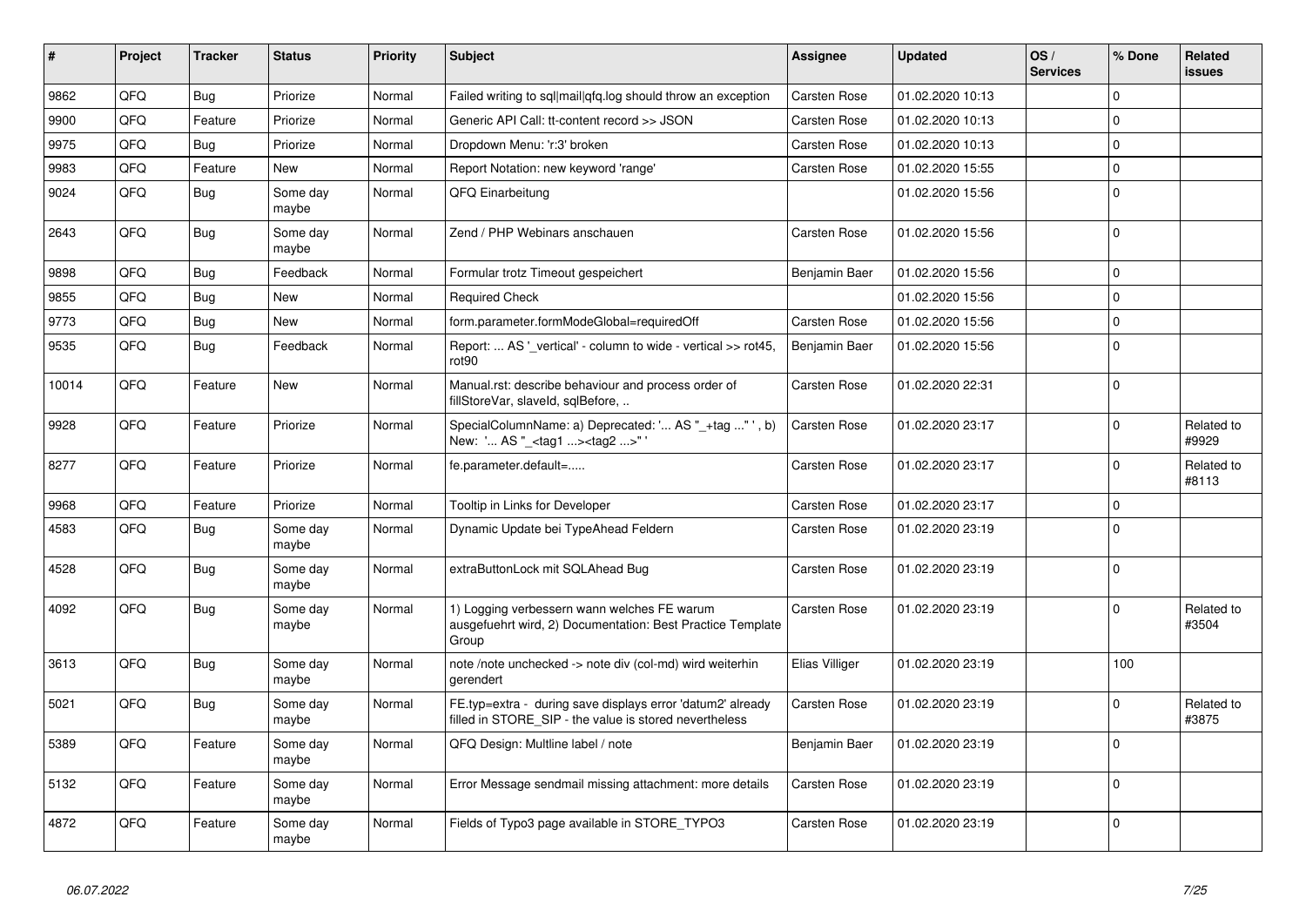| # | Project | Tracker | Status | Priority | Subject | Assignee | Updated | OS / Services | % Done | Related issues |
|---|---|---|---|---|---|---|---|---|---|---|
| 9862 | QFQ | Bug | Priorize | Normal | Failed writing to sql\|mail\|qfq.log should throw an exception | Carsten Rose | 01.02.2020 10:13 | | 0 | |
| 9900 | QFQ | Feature | Priorize | Normal | Generic API Call: tt-content record >> JSON | Carsten Rose | 01.02.2020 10:13 | | 0 | |
| 9975 | QFQ | Bug | Priorize | Normal | Dropdown Menu: 'r:3' broken | Carsten Rose | 01.02.2020 10:13 | | 0 | |
| 9983 | QFQ | Feature | New | Normal | Report Notation: new keyword 'range' | Carsten Rose | 01.02.2020 15:55 | | 0 | |
| 9024 | QFQ | Bug | Some day maybe | Normal | QFQ Einarbeitung | | 01.02.2020 15:56 | | 0 | |
| 2643 | QFQ | Bug | Some day maybe | Normal | Zend / PHP Webinars anschauen | Carsten Rose | 01.02.2020 15:56 | | 0 | |
| 9898 | QFQ | Bug | Feedback | Normal | Formular trotz Timeout gespeichert | Benjamin Baer | 01.02.2020 15:56 | | 0 | |
| 9855 | QFQ | Bug | New | Normal | Required Check | | 01.02.2020 15:56 | | 0 | |
| 9773 | QFQ | Bug | New | Normal | form.parameter.formModeGlobal=requiredOff | Carsten Rose | 01.02.2020 15:56 | | 0 | |
| 9535 | QFQ | Bug | Feedback | Normal | Report: ... AS '_vertical' - column to wide - vertical >> rot45, rot90 | Benjamin Baer | 01.02.2020 15:56 | | 0 | |
| 10014 | QFQ | Feature | New | Normal | Manual.rst: describe behaviour and process order of fillStoreVar, slaveId, sqlBefore, .. | Carsten Rose | 01.02.2020 22:31 | | 0 | |
| 9928 | QFQ | Feature | Priorize | Normal | SpecialColumnName: a) Deprecated: '... AS "_+tag ..." ', b) New: '... AS "_<tag1 ...><tag2 ...>" ' | Carsten Rose | 01.02.2020 23:17 | | 0 | Related to #9929 |
| 8277 | QFQ | Feature | Priorize | Normal | fe.parameter.default=..... | Carsten Rose | 01.02.2020 23:17 | | 0 | Related to #8113 |
| 9968 | QFQ | Feature | Priorize | Normal | Tooltip in Links for Developer | Carsten Rose | 01.02.2020 23:17 | | 0 | |
| 4583 | QFQ | Bug | Some day maybe | Normal | Dynamic Update bei TypeAhead Feldern | Carsten Rose | 01.02.2020 23:19 | | 0 | |
| 4528 | QFQ | Bug | Some day maybe | Normal | extraButtonLock mit SQLAhead Bug | Carsten Rose | 01.02.2020 23:19 | | 0 | |
| 4092 | QFQ | Bug | Some day maybe | Normal | 1) Logging verbessern wann welches FE warum ausgefuehrt wird, 2) Documentation: Best Practice Template Group | Carsten Rose | 01.02.2020 23:19 | | 0 | Related to #3504 |
| 3613 | QFQ | Bug | Some day maybe | Normal | note /note unchecked -> note div (col-md) wird weiterhin gerendert | Elias Villiger | 01.02.2020 23:19 | | 100 | |
| 5021 | QFQ | Bug | Some day maybe | Normal | FE.typ=extra - during save displays error 'datum2' already filled in STORE_SIP - the value is stored nevertheless | Carsten Rose | 01.02.2020 23:19 | | 0 | Related to #3875 |
| 5389 | QFQ | Feature | Some day maybe | Normal | QFQ Design: Multline label / note | Benjamin Baer | 01.02.2020 23:19 | | 0 | |
| 5132 | QFQ | Feature | Some day maybe | Normal | Error Message sendmail missing attachment: more details | Carsten Rose | 01.02.2020 23:19 | | 0 | |
| 4872 | QFQ | Feature | Some day maybe | Normal | Fields of Typo3 page available in STORE_TYPO3 | Carsten Rose | 01.02.2020 23:19 | | 0 | |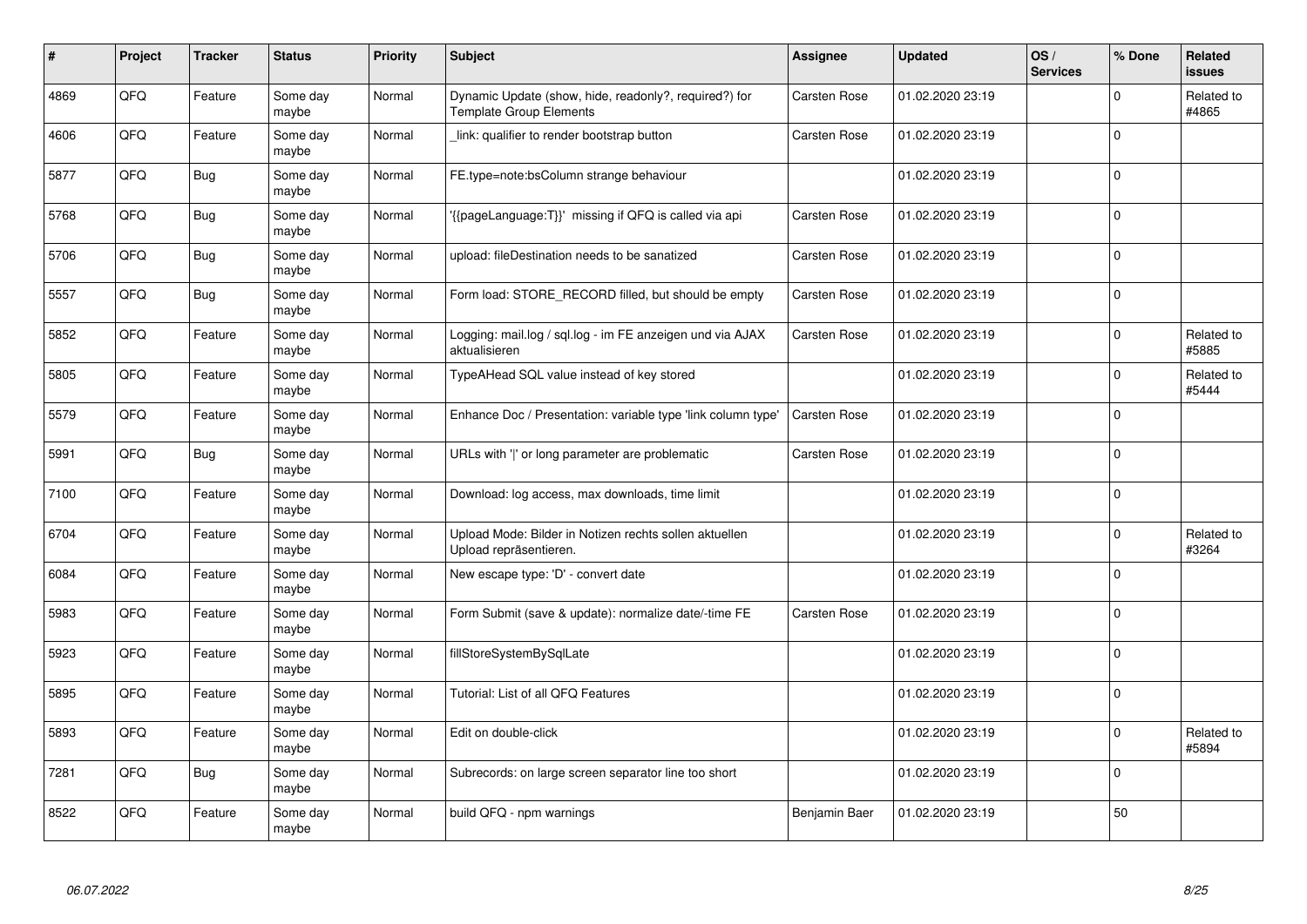| # | Project | Tracker | Status | Priority | Subject | Assignee | Updated | OS / Services | % Done | Related issues |
|---|---|---|---|---|---|---|---|---|---|---|
| 4869 | QFQ | Feature | Some day maybe | Normal | Dynamic Update (show, hide, readonly?, required?) for Template Group Elements | Carsten Rose | 01.02.2020 23:19 | | 0 | Related to #4865 |
| 4606 | QFQ | Feature | Some day maybe | Normal | _link: qualifier to render bootstrap button | Carsten Rose | 01.02.2020 23:19 | | 0 | |
| 5877 | QFQ | Bug | Some day maybe | Normal | FE.type=note:bsColumn strange behaviour | | 01.02.2020 23:19 | | 0 | |
| 5768 | QFQ | Bug | Some day maybe | Normal | '{{pageLanguage:T}}' missing if QFQ is called via api | Carsten Rose | 01.02.2020 23:19 | | 0 | |
| 5706 | QFQ | Bug | Some day maybe | Normal | upload: fileDestination needs to be sanatized | Carsten Rose | 01.02.2020 23:19 | | 0 | |
| 5557 | QFQ | Bug | Some day maybe | Normal | Form load: STORE_RECORD filled, but should be empty | Carsten Rose | 01.02.2020 23:19 | | 0 | |
| 5852 | QFQ | Feature | Some day maybe | Normal | Logging: mail.log / sql.log - im FE anzeigen und via AJAX aktualisieren | Carsten Rose | 01.02.2020 23:19 | | 0 | Related to #5885 |
| 5805 | QFQ | Feature | Some day maybe | Normal | TypeAHead SQL value instead of key stored | | 01.02.2020 23:19 | | 0 | Related to #5444 |
| 5579 | QFQ | Feature | Some day maybe | Normal | Enhance Doc / Presentation: variable type 'link column type' | Carsten Rose | 01.02.2020 23:19 | | 0 | |
| 5991 | QFQ | Bug | Some day maybe | Normal | URLs with '\|' or long parameter are problematic | Carsten Rose | 01.02.2020 23:19 | | 0 | |
| 7100 | QFQ | Feature | Some day maybe | Normal | Download: log access, max downloads, time limit | | 01.02.2020 23:19 | | 0 | |
| 6704 | QFQ | Feature | Some day maybe | Normal | Upload Mode: Bilder in Notizen rechts sollen aktuellen Upload repräsentieren. | | 01.02.2020 23:19 | | 0 | Related to #3264 |
| 6084 | QFQ | Feature | Some day maybe | Normal | New escape type: 'D' - convert date | | 01.02.2020 23:19 | | 0 | |
| 5983 | QFQ | Feature | Some day maybe | Normal | Form Submit (save & update): normalize date/-time FE | Carsten Rose | 01.02.2020 23:19 | | 0 | |
| 5923 | QFQ | Feature | Some day maybe | Normal | fillStoreSystemBySqlLate | | 01.02.2020 23:19 | | 0 | |
| 5895 | QFQ | Feature | Some day maybe | Normal | Tutorial: List of all QFQ Features | | 01.02.2020 23:19 | | 0 | |
| 5893 | QFQ | Feature | Some day maybe | Normal | Edit on double-click | | 01.02.2020 23:19 | | 0 | Related to #5894 |
| 7281 | QFQ | Bug | Some day maybe | Normal | Subrecords: on large screen separator line too short | | 01.02.2020 23:19 | | 0 | |
| 8522 | QFQ | Feature | Some day maybe | Normal | build QFQ - npm warnings | Benjamin Baer | 01.02.2020 23:19 | | 50 | |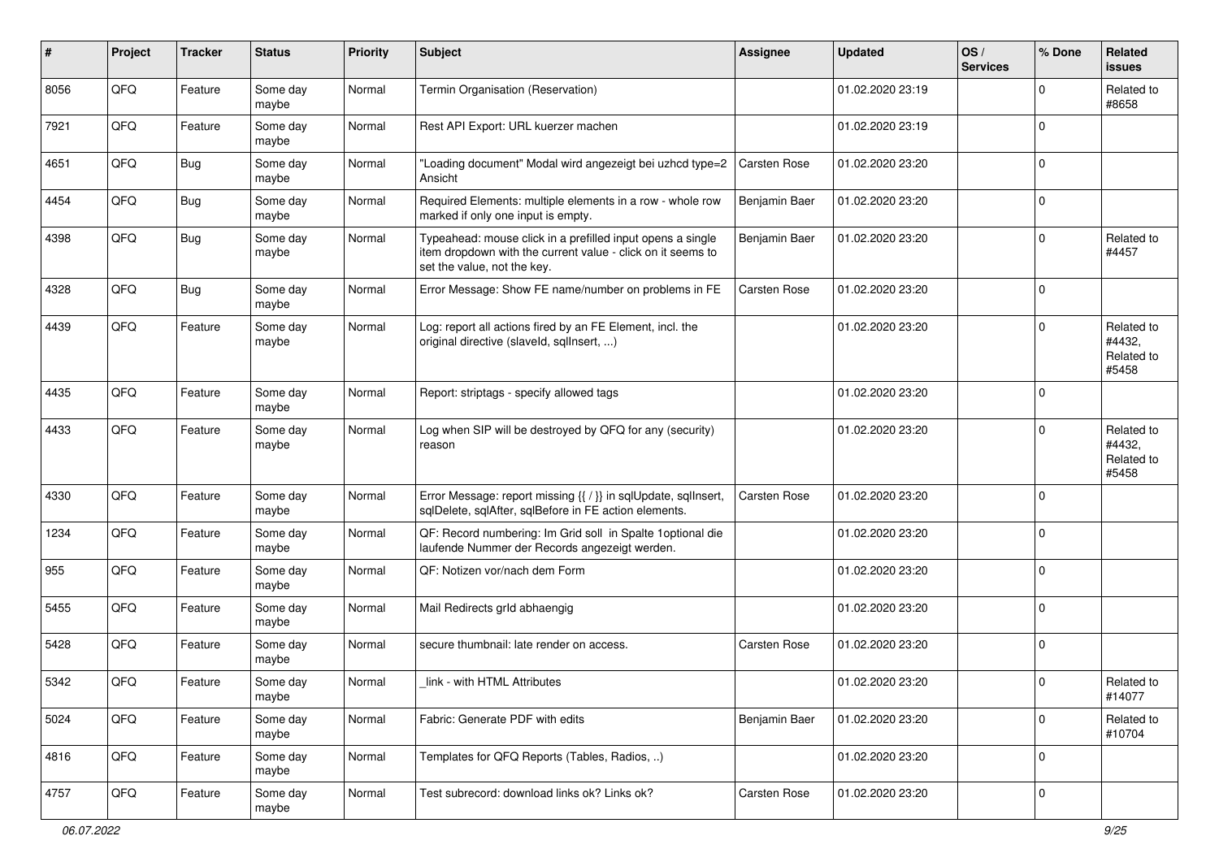| # | Project | Tracker | Status | Priority | Subject | Assignee | Updated | OS / Services | % Done | Related issues |
|---|---|---|---|---|---|---|---|---|---|---|
| 8056 | QFQ | Feature | Some day maybe | Normal | Termin Organisation (Reservation) | | 01.02.2020 23:19 | | 0 | Related to #8658 |
| 7921 | QFQ | Feature | Some day maybe | Normal | Rest API Export: URL kuerzer machen | | 01.02.2020 23:19 | | 0 | |
| 4651 | QFQ | Bug | Some day maybe | Normal | "Loading document" Modal wird angezeigt bei uzhcd type=2 Ansicht | Carsten Rose | 01.02.2020 23:20 | | 0 | |
| 4454 | QFQ | Bug | Some day maybe | Normal | Required Elements: multiple elements in a row - whole row marked if only one input is empty. | Benjamin Baer | 01.02.2020 23:20 | | 0 | |
| 4398 | QFQ | Bug | Some day maybe | Normal | Typeahead: mouse click in a prefilled input opens a single item dropdown with the current value - click on it seems to set the value, not the key. | Benjamin Baer | 01.02.2020 23:20 | | 0 | Related to #4457 |
| 4328 | QFQ | Bug | Some day maybe | Normal | Error Message: Show FE name/number on problems in FE | Carsten Rose | 01.02.2020 23:20 | | 0 | |
| 4439 | QFQ | Feature | Some day maybe | Normal | Log: report all actions fired by an FE Element, incl. the original directive (slaveId, sqlInsert, ...) | | 01.02.2020 23:20 | | 0 | Related to #4432, Related to #5458 |
| 4435 | QFQ | Feature | Some day maybe | Normal | Report: striptags - specify allowed tags | | 01.02.2020 23:20 | | 0 | |
| 4433 | QFQ | Feature | Some day maybe | Normal | Log when SIP will be destroyed by QFQ for any (security) reason | | 01.02.2020 23:20 | | 0 | Related to #4432, Related to #5458 |
| 4330 | QFQ | Feature | Some day maybe | Normal | Error Message: report missing {{ / }} in sqlUpdate, sqlInsert, sqlDelete, sqlAfter, sqlBefore in FE action elements. | Carsten Rose | 01.02.2020 23:20 | | 0 | |
| 1234 | QFQ | Feature | Some day maybe | Normal | QF: Record numbering: Im Grid soll in Spalte 1optional die laufende Nummer der Records angezeigt werden. | | 01.02.2020 23:20 | | 0 | |
| 955 | QFQ | Feature | Some day maybe | Normal | QF: Notizen vor/nach dem Form | | 01.02.2020 23:20 | | 0 | |
| 5455 | QFQ | Feature | Some day maybe | Normal | Mail Redirects grld abhaengig | | 01.02.2020 23:20 | | 0 | |
| 5428 | QFQ | Feature | Some day maybe | Normal | secure thumbnail: late render on access. | Carsten Rose | 01.02.2020 23:20 | | 0 | |
| 5342 | QFQ | Feature | Some day maybe | Normal | _link - with HTML Attributes | | 01.02.2020 23:20 | | 0 | Related to #14077 |
| 5024 | QFQ | Feature | Some day maybe | Normal | Fabric: Generate PDF with edits | Benjamin Baer | 01.02.2020 23:20 | | 0 | Related to #10704 |
| 4816 | QFQ | Feature | Some day maybe | Normal | Templates for QFQ Reports (Tables, Radios, ..) | | 01.02.2020 23:20 | | 0 | |
| 4757 | QFQ | Feature | Some day maybe | Normal | Test subrecord: download links ok? Links ok? | Carsten Rose | 01.02.2020 23:20 | | 0 | |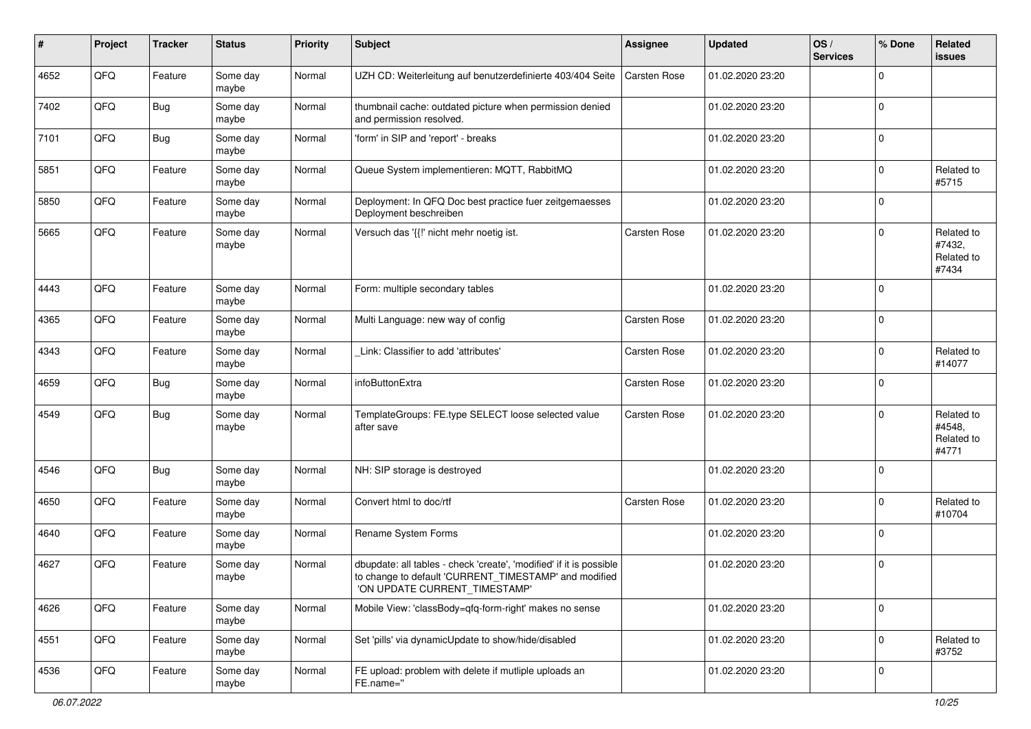| # | Project | Tracker | Status | Priority | Subject | Assignee | Updated | OS / Services | % Done | Related issues |
|---|---|---|---|---|---|---|---|---|---|---|
| 4652 | QFQ | Feature | Some day maybe | Normal | UZH CD: Weiterleitung auf benutzerdefinierte 403/404 Seite | Carsten Rose | 01.02.2020 23:20 | | 0 | |
| 7402 | QFQ | Bug | Some day maybe | Normal | thumbnail cache: outdated picture when permission denied and permission resolved. | | 01.02.2020 23:20 | | 0 | |
| 7101 | QFQ | Bug | Some day maybe | Normal | 'form' in SIP and 'report' - breaks | | 01.02.2020 23:20 | | 0 | |
| 5851 | QFQ | Feature | Some day maybe | Normal | Queue System implementieren: MQTT, RabbitMQ | | 01.02.2020 23:20 | | 0 | Related to #5715 |
| 5850 | QFQ | Feature | Some day maybe | Normal | Deployment: In QFQ Doc best practice fuer zeitgemaesses Deployment beschreiben | | 01.02.2020 23:20 | | 0 | |
| 5665 | QFQ | Feature | Some day maybe | Normal | Versuch das '{{!' nicht mehr noetig ist. | Carsten Rose | 01.02.2020 23:20 | | 0 | Related to #7432, Related to #7434 |
| 4443 | QFQ | Feature | Some day maybe | Normal | Form: multiple secondary tables | | 01.02.2020 23:20 | | 0 | |
| 4365 | QFQ | Feature | Some day maybe | Normal | Multi Language: new way of config | Carsten Rose | 01.02.2020 23:20 | | 0 | |
| 4343 | QFQ | Feature | Some day maybe | Normal | _Link: Classifier to add 'attributes' | Carsten Rose | 01.02.2020 23:20 | | 0 | Related to #14077 |
| 4659 | QFQ | Bug | Some day maybe | Normal | infoButtonExtra | Carsten Rose | 01.02.2020 23:20 | | 0 | |
| 4549 | QFQ | Bug | Some day maybe | Normal | TemplateGroups: FE.type SELECT loose selected value after save | Carsten Rose | 01.02.2020 23:20 | | 0 | Related to #4548, Related to #4771 |
| 4546 | QFQ | Bug | Some day maybe | Normal | NH: SIP storage is destroyed | | 01.02.2020 23:20 | | 0 | |
| 4650 | QFQ | Feature | Some day maybe | Normal | Convert html to doc/rtf | Carsten Rose | 01.02.2020 23:20 | | 0 | Related to #10704 |
| 4640 | QFQ | Feature | Some day maybe | Normal | Rename System Forms | | 01.02.2020 23:20 | | 0 | |
| 4627 | QFQ | Feature | Some day maybe | Normal | dbupdate: all tables - check 'create', 'modified' if it is possible to change to default 'CURRENT_TIMESTAMP' and modified 'ON UPDATE CURRENT_TIMESTAMP' | | 01.02.2020 23:20 | | 0 | |
| 4626 | QFQ | Feature | Some day maybe | Normal | Mobile View: 'classBody=qfq-form-right' makes no sense | | 01.02.2020 23:20 | | 0 | |
| 4551 | QFQ | Feature | Some day maybe | Normal | Set 'pills' via dynamicUpdate to show/hide/disabled | | 01.02.2020 23:20 | | 0 | Related to #3752 |
| 4536 | QFQ | Feature | Some day maybe | Normal | FE upload: problem with delete if mutliple uploads an FE.name='' | | 01.02.2020 23:20 | | 0 | |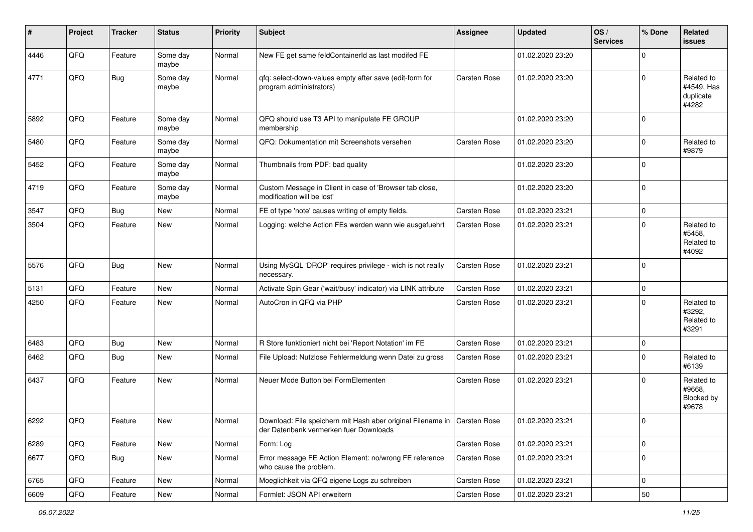| # | Project | Tracker | Status | Priority | Subject | Assignee | Updated | OS / Services | % Done | Related issues |
|---|---|---|---|---|---|---|---|---|---|---|
| 4446 | QFQ | Feature | Some day maybe | Normal | New FE get same feldContainerId as last modifed FE | | 01.02.2020 23:20 | | 0 | |
| 4771 | QFQ | Bug | Some day maybe | Normal | qfq: select-down-values empty after save (edit-form for program administrators) | Carsten Rose | 01.02.2020 23:20 | | 0 | Related to #4549, Has duplicate #4282 |
| 5892 | QFQ | Feature | Some day maybe | Normal | QFQ should use T3 API to manipulate FE GROUP membership | | 01.02.2020 23:20 | | 0 | |
| 5480 | QFQ | Feature | Some day maybe | Normal | QFQ: Dokumentation mit Screenshots versehen | Carsten Rose | 01.02.2020 23:20 | | 0 | Related to #9879 |
| 5452 | QFQ | Feature | Some day maybe | Normal | Thumbnails from PDF: bad quality | | 01.02.2020 23:20 | | 0 | |
| 4719 | QFQ | Feature | Some day maybe | Normal | Custom Message in Client in case of 'Browser tab close, modification will be lost' | | 01.02.2020 23:20 | | 0 | |
| 3547 | QFQ | Bug | New | Normal | FE of type 'note' causes writing of empty fields. | Carsten Rose | 01.02.2020 23:21 | | 0 | |
| 3504 | QFQ | Feature | New | Normal | Logging: welche Action FEs werden wann wie ausgefuehrt | Carsten Rose | 01.02.2020 23:21 | | 0 | Related to #5458, Related to #4092 |
| 5576 | QFQ | Bug | New | Normal | Using MySQL 'DROP' requires privilege - wich is not really necessary. | Carsten Rose | 01.02.2020 23:21 | | 0 | |
| 5131 | QFQ | Feature | New | Normal | Activate Spin Gear ('wait/busy' indicator) via LINK attribute | Carsten Rose | 01.02.2020 23:21 | | 0 | |
| 4250 | QFQ | Feature | New | Normal | AutoCron in QFQ via PHP | Carsten Rose | 01.02.2020 23:21 | | 0 | Related to #3292, Related to #3291 |
| 6483 | QFQ | Bug | New | Normal | R Store funktioniert nicht bei 'Report Notation' im FE | Carsten Rose | 01.02.2020 23:21 | | 0 | |
| 6462 | QFQ | Bug | New | Normal | File Upload: Nutzlose Fehlermeldung wenn Datei zu gross | Carsten Rose | 01.02.2020 23:21 | | 0 | Related to #6139 |
| 6437 | QFQ | Feature | New | Normal | Neuer Mode Button bei FormElementen | Carsten Rose | 01.02.2020 23:21 | | 0 | Related to #9668, Blocked by #9678 |
| 6292 | QFQ | Feature | New | Normal | Download: File speichern mit Hash aber original Filename in der Datenbank vermerken fuer Downloads | Carsten Rose | 01.02.2020 23:21 | | 0 | |
| 6289 | QFQ | Feature | New | Normal | Form: Log | Carsten Rose | 01.02.2020 23:21 | | 0 | |
| 6677 | QFQ | Bug | New | Normal | Error message FE Action Element: no/wrong FE reference who cause the problem. | Carsten Rose | 01.02.2020 23:21 | | 0 | |
| 6765 | QFQ | Feature | New | Normal | Moeglichkeit via QFQ eigene Logs zu schreiben | Carsten Rose | 01.02.2020 23:21 | | 0 | |
| 6609 | QFQ | Feature | New | Normal | Formlet: JSON API erweitern | Carsten Rose | 01.02.2020 23:21 | | 50 | |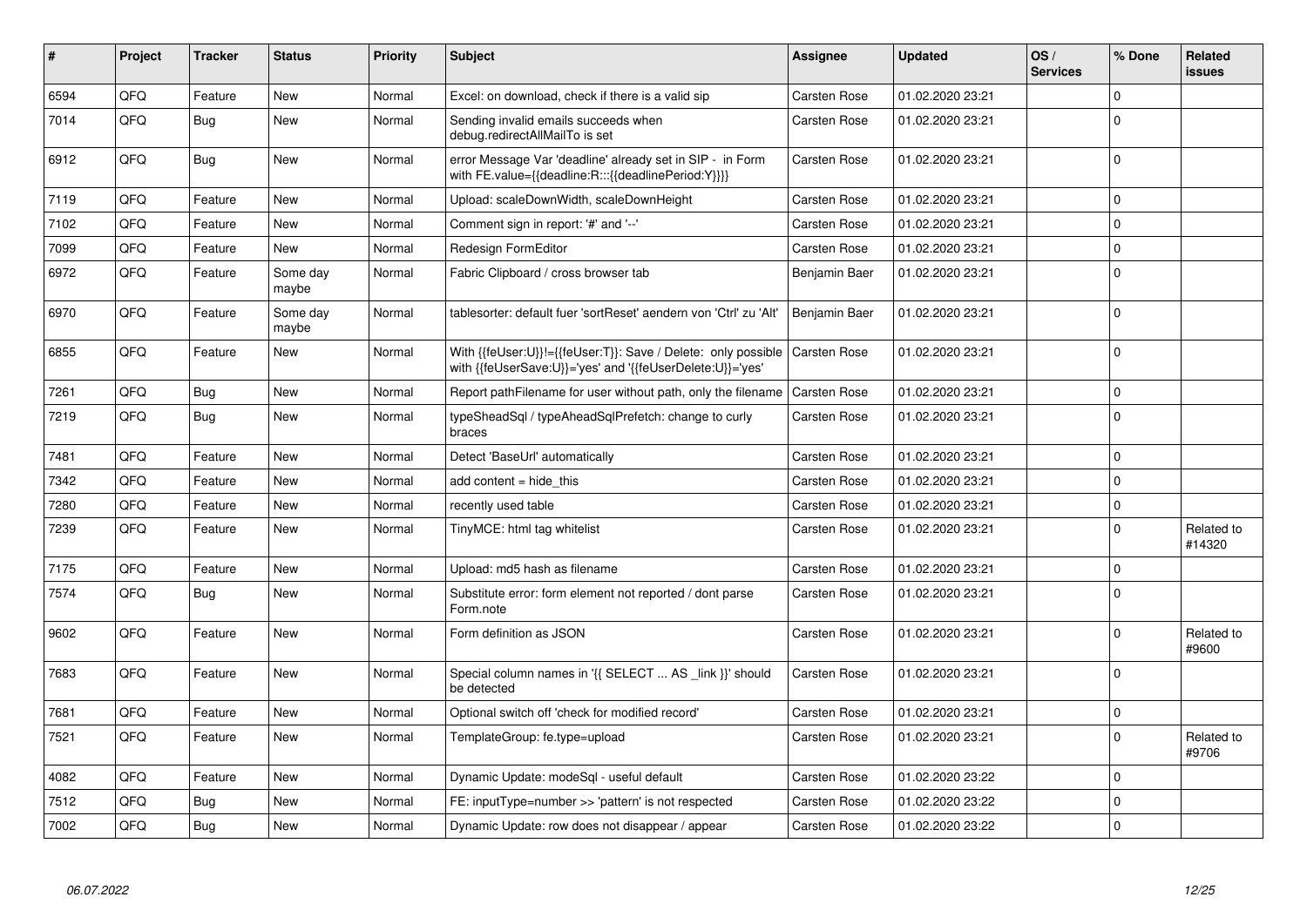| # | Project | Tracker | Status | Priority | Subject | Assignee | Updated | OS / Services | % Done | Related issues |
|---|---|---|---|---|---|---|---|---|---|---|
| 6594 | QFQ | Feature | New | Normal | Excel: on download, check if there is a valid sip | Carsten Rose | 01.02.2020 23:21 | | 0 | |
| 7014 | QFQ | Bug | New | Normal | Sending invalid emails succeeds when debug.redirectAllMailTo is set | Carsten Rose | 01.02.2020 23:21 | | 0 | |
| 6912 | QFQ | Bug | New | Normal | error Message Var 'deadline' already set in SIP - in Form with FE.value={{deadline:R:::{{deadlinePeriod:Y}}}} | Carsten Rose | 01.02.2020 23:21 | | 0 | |
| 7119 | QFQ | Feature | New | Normal | Upload: scaleDownWidth, scaleDownHeight | Carsten Rose | 01.02.2020 23:21 | | 0 | |
| 7102 | QFQ | Feature | New | Normal | Comment sign in report: '#' and '--' | Carsten Rose | 01.02.2020 23:21 | | 0 | |
| 7099 | QFQ | Feature | New | Normal | Redesign FormEditor | Carsten Rose | 01.02.2020 23:21 | | 0 | |
| 6972 | QFQ | Feature | Some day maybe | Normal | Fabric Clipboard / cross browser tab | Benjamin Baer | 01.02.2020 23:21 | | 0 | |
| 6970 | QFQ | Feature | Some day maybe | Normal | tablesorter: default fuer 'sortReset' aendern von 'Ctrl' zu 'Alt' | Benjamin Baer | 01.02.2020 23:21 | | 0 | |
| 6855 | QFQ | Feature | New | Normal | With {{feUser:U}}!={{feUser:T}}: Save / Delete: only possible with {{feUserSave:U}}='yes' and '{{feUserDelete:U}}='yes' | Carsten Rose | 01.02.2020 23:21 | | 0 | |
| 7261 | QFQ | Bug | New | Normal | Report pathFilename for user without path, only the filename | Carsten Rose | 01.02.2020 23:21 | | 0 | |
| 7219 | QFQ | Bug | New | Normal | typeSheadSql / typeAheadSqlPrefetch: change to curly braces | Carsten Rose | 01.02.2020 23:21 | | 0 | |
| 7481 | QFQ | Feature | New | Normal | Detect 'BaseUrl' automatically | Carsten Rose | 01.02.2020 23:21 | | 0 | |
| 7342 | QFQ | Feature | New | Normal | add content = hide_this | Carsten Rose | 01.02.2020 23:21 | | 0 | |
| 7280 | QFQ | Feature | New | Normal | recently used table | Carsten Rose | 01.02.2020 23:21 | | 0 | |
| 7239 | QFQ | Feature | New | Normal | TinyMCE: html tag whitelist | Carsten Rose | 01.02.2020 23:21 | | 0 | Related to #14320 |
| 7175 | QFQ | Feature | New | Normal | Upload: md5 hash as filename | Carsten Rose | 01.02.2020 23:21 | | 0 | |
| 7574 | QFQ | Bug | New | Normal | Substitute error: form element not reported / dont parse Form.note | Carsten Rose | 01.02.2020 23:21 | | 0 | |
| 9602 | QFQ | Feature | New | Normal | Form definition as JSON | Carsten Rose | 01.02.2020 23:21 | | 0 | Related to #9600 |
| 7683 | QFQ | Feature | New | Normal | Special column names in '{{ SELECT ... AS _link }}' should be detected | Carsten Rose | 01.02.2020 23:21 | | 0 | |
| 7681 | QFQ | Feature | New | Normal | Optional switch off 'check for modified record' | Carsten Rose | 01.02.2020 23:21 | | 0 | |
| 7521 | QFQ | Feature | New | Normal | TemplateGroup: fe.type=upload | Carsten Rose | 01.02.2020 23:21 | | 0 | Related to #9706 |
| 4082 | QFQ | Feature | New | Normal | Dynamic Update: modeSql - useful default | Carsten Rose | 01.02.2020 23:22 | | 0 | |
| 7512 | QFQ | Bug | New | Normal | FE: inputType=number >> 'pattern' is not respected | Carsten Rose | 01.02.2020 23:22 | | 0 | |
| 7002 | QFQ | Bug | New | Normal | Dynamic Update: row does not disappear / appear | Carsten Rose | 01.02.2020 23:22 | | 0 | |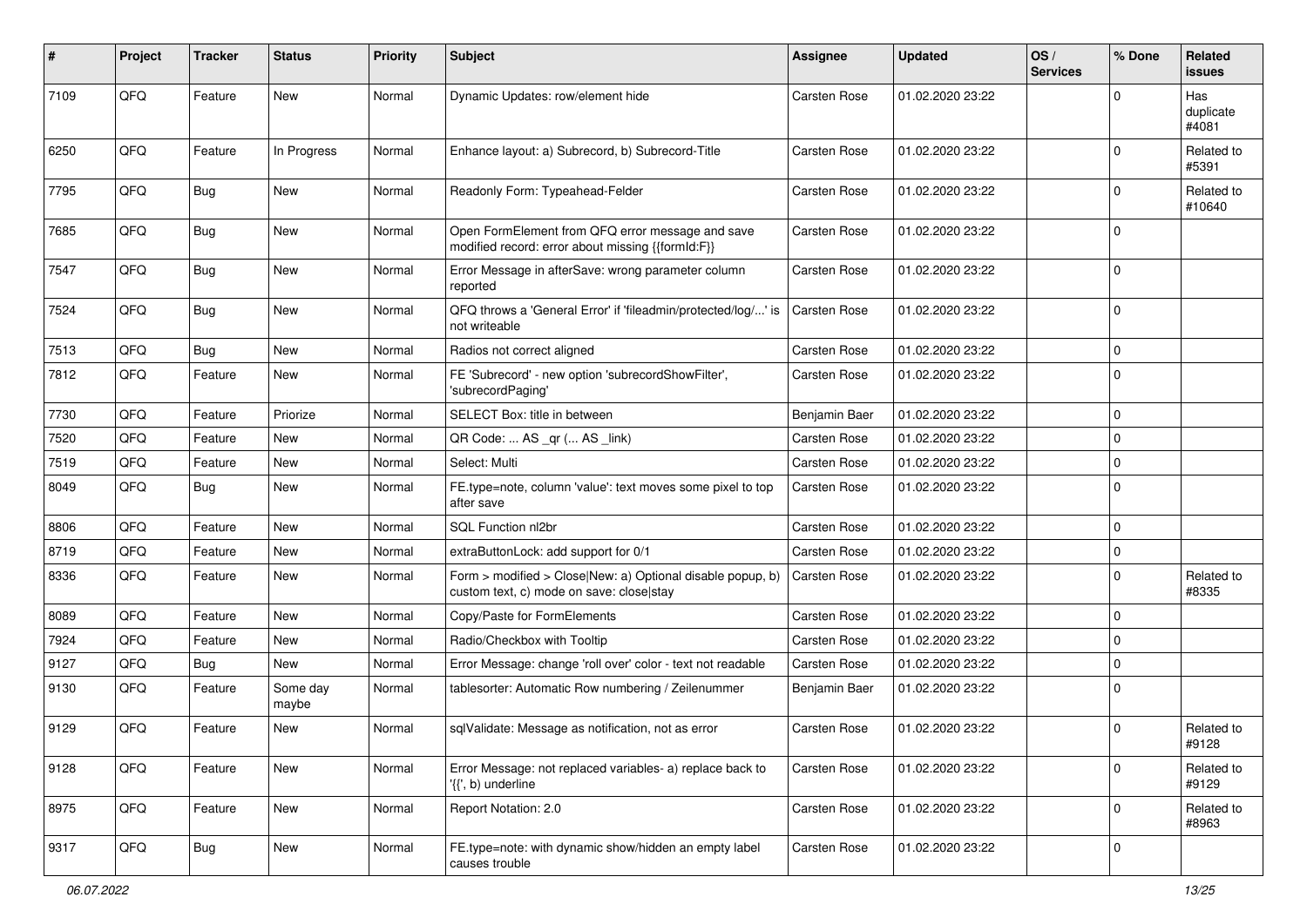| # | Project | Tracker | Status | Priority | Subject | Assignee | Updated | OS / Services | % Done | Related issues |
|---|---|---|---|---|---|---|---|---|---|---|
| 7109 | QFQ | Feature | New | Normal | Dynamic Updates: row/element hide | Carsten Rose | 01.02.2020 23:22 | | 0 | Has duplicate #4081 |
| 6250 | QFQ | Feature | In Progress | Normal | Enhance layout: a) Subrecord, b) Subrecord-Title | Carsten Rose | 01.02.2020 23:22 | | 0 | Related to #5391 |
| 7795 | QFQ | Bug | New | Normal | Readonly Form: Typeahead-Felder | Carsten Rose | 01.02.2020 23:22 | | 0 | Related to #10640 |
| 7685 | QFQ | Bug | New | Normal | Open FormElement from QFQ error message and save modified record: error about missing {{formId:F}} | Carsten Rose | 01.02.2020 23:22 | | 0 | |
| 7547 | QFQ | Bug | New | Normal | Error Message in afterSave: wrong parameter column reported | Carsten Rose | 01.02.2020 23:22 | | 0 | |
| 7524 | QFQ | Bug | New | Normal | QFQ throws a 'General Error' if 'fileadmin/protected/log/...' is not writeable | Carsten Rose | 01.02.2020 23:22 | | 0 | |
| 7513 | QFQ | Bug | New | Normal | Radios not correct aligned | Carsten Rose | 01.02.2020 23:22 | | 0 | |
| 7812 | QFQ | Feature | New | Normal | FE 'Subrecord' - new option 'subrecordShowFilter', 'subrecordPaging' | Carsten Rose | 01.02.2020 23:22 | | 0 | |
| 7730 | QFQ | Feature | Priorize | Normal | SELECT Box: title in between | Benjamin Baer | 01.02.2020 23:22 | | 0 | |
| 7520 | QFQ | Feature | New | Normal | QR Code: ... AS _qr (... AS _link) | Carsten Rose | 01.02.2020 23:22 | | 0 | |
| 7519 | QFQ | Feature | New | Normal | Select: Multi | Carsten Rose | 01.02.2020 23:22 | | 0 | |
| 8049 | QFQ | Bug | New | Normal | FE.type=note, column 'value': text moves some pixel to top after save | Carsten Rose | 01.02.2020 23:22 | | 0 | |
| 8806 | QFQ | Feature | New | Normal | SQL Function nl2br | Carsten Rose | 01.02.2020 23:22 | | 0 | |
| 8719 | QFQ | Feature | New | Normal | extraButtonLock: add support for 0/1 | Carsten Rose | 01.02.2020 23:22 | | 0 | |
| 8336 | QFQ | Feature | New | Normal | Form > modified > Close\|New: a) Optional disable popup, b) custom text, c) mode on save: close\|stay | Carsten Rose | 01.02.2020 23:22 | | 0 | Related to #8335 |
| 8089 | QFQ | Feature | New | Normal | Copy/Paste for FormElements | Carsten Rose | 01.02.2020 23:22 | | 0 | |
| 7924 | QFQ | Feature | New | Normal | Radio/Checkbox with Tooltip | Carsten Rose | 01.02.2020 23:22 | | 0 | |
| 9127 | QFQ | Bug | New | Normal | Error Message: change 'roll over' color - text not readable | Carsten Rose | 01.02.2020 23:22 | | 0 | |
| 9130 | QFQ | Feature | Some day maybe | Normal | tablesorter: Automatic Row numbering / Zeilenummer | Benjamin Baer | 01.02.2020 23:22 | | 0 | |
| 9129 | QFQ | Feature | New | Normal | sqlValidate: Message as notification, not as error | Carsten Rose | 01.02.2020 23:22 | | 0 | Related to #9128 |
| 9128 | QFQ | Feature | New | Normal | Error Message: not replaced variables- a) replace back to '{{', b) underline | Carsten Rose | 01.02.2020 23:22 | | 0 | Related to #9129 |
| 8975 | QFQ | Feature | New | Normal | Report Notation: 2.0 | Carsten Rose | 01.02.2020 23:22 | | 0 | Related to #8963 |
| 9317 | QFQ | Bug | New | Normal | FE.type=note: with dynamic show/hidden an empty label causes trouble | Carsten Rose | 01.02.2020 23:22 | | 0 | |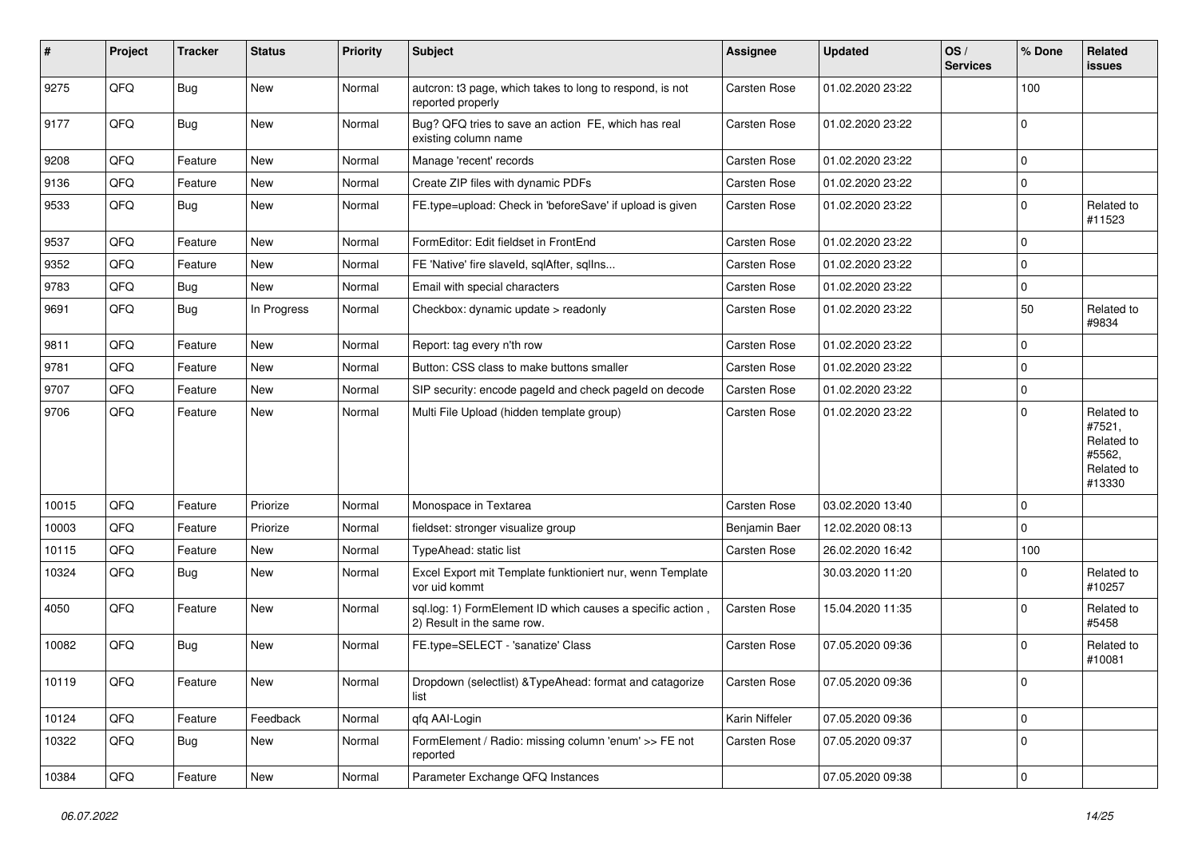| # | Project | Tracker | Status | Priority | Subject | Assignee | Updated | OS / Services | % Done | Related issues |
|---|---|---|---|---|---|---|---|---|---|---|
| 9275 | QFQ | Bug | New | Normal | autcron: t3 page, which takes to long to respond, is not reported properly | Carsten Rose | 01.02.2020 23:22 | | 100 | |
| 9177 | QFQ | Bug | New | Normal | Bug? QFQ tries to save an action FE, which has real existing column name | Carsten Rose | 01.02.2020 23:22 | | 0 | |
| 9208 | QFQ | Feature | New | Normal | Manage 'recent' records | Carsten Rose | 01.02.2020 23:22 | | 0 | |
| 9136 | QFQ | Feature | New | Normal | Create ZIP files with dynamic PDFs | Carsten Rose | 01.02.2020 23:22 | | 0 | |
| 9533 | QFQ | Bug | New | Normal | FE.type=upload: Check in 'beforeSave' if upload is given | Carsten Rose | 01.02.2020 23:22 | | 0 | Related to #11523 |
| 9537 | QFQ | Feature | New | Normal | FormEditor: Edit fieldset in FrontEnd | Carsten Rose | 01.02.2020 23:22 | | 0 | |
| 9352 | QFQ | Feature | New | Normal | FE 'Native' fire slaveId, sqlAfter, sqlIns... | Carsten Rose | 01.02.2020 23:22 | | 0 | |
| 9783 | QFQ | Bug | New | Normal | Email with special characters | Carsten Rose | 01.02.2020 23:22 | | 0 | |
| 9691 | QFQ | Bug | In Progress | Normal | Checkbox: dynamic update > readonly | Carsten Rose | 01.02.2020 23:22 | | 50 | Related to #9834 |
| 9811 | QFQ | Feature | New | Normal | Report: tag every n'th row | Carsten Rose | 01.02.2020 23:22 | | 0 | |
| 9781 | QFQ | Feature | New | Normal | Button: CSS class to make buttons smaller | Carsten Rose | 01.02.2020 23:22 | | 0 | |
| 9707 | QFQ | Feature | New | Normal | SIP security: encode pageId and check pageId on decode | Carsten Rose | 01.02.2020 23:22 | | 0 | |
| 9706 | QFQ | Feature | New | Normal | Multi File Upload (hidden template group) | Carsten Rose | 01.02.2020 23:22 | | 0 | Related to #7521, Related to #5562, Related to #13330 |
| 10015 | QFQ | Feature | Priorize | Normal | Monospace in Textarea | Carsten Rose | 03.02.2020 13:40 | | 0 | |
| 10003 | QFQ | Feature | Priorize | Normal | fieldset: stronger visualize group | Benjamin Baer | 12.02.2020 08:13 | | 0 | |
| 10115 | QFQ | Feature | New | Normal | TypeAhead: static list | Carsten Rose | 26.02.2020 16:42 | | 100 | |
| 10324 | QFQ | Bug | New | Normal | Excel Export mit Template funktioniert nur, wenn Template vor uid kommt | | 30.03.2020 11:20 | | 0 | Related to #10257 |
| 4050 | QFQ | Feature | New | Normal | sql.log: 1) FormElement ID which causes a specific action , 2) Result in the same row. | Carsten Rose | 15.04.2020 11:35 | | 0 | Related to #5458 |
| 10082 | QFQ | Bug | New | Normal | FE.type=SELECT - 'sanatize' Class | Carsten Rose | 07.05.2020 09:36 | | 0 | Related to #10081 |
| 10119 | QFQ | Feature | New | Normal | Dropdown (selectlist) &TypeAhead: format and catagorize list | Carsten Rose | 07.05.2020 09:36 | | 0 | |
| 10124 | QFQ | Feature | Feedback | Normal | qfq AAI-Login | Karin Niffeler | 07.05.2020 09:36 | | 0 | |
| 10322 | QFQ | Bug | New | Normal | FormElement / Radio: missing column 'enum' >> FE not reported | Carsten Rose | 07.05.2020 09:37 | | 0 | |
| 10384 | QFQ | Feature | New | Normal | Parameter Exchange QFQ Instances | | 07.05.2020 09:38 | | 0 | |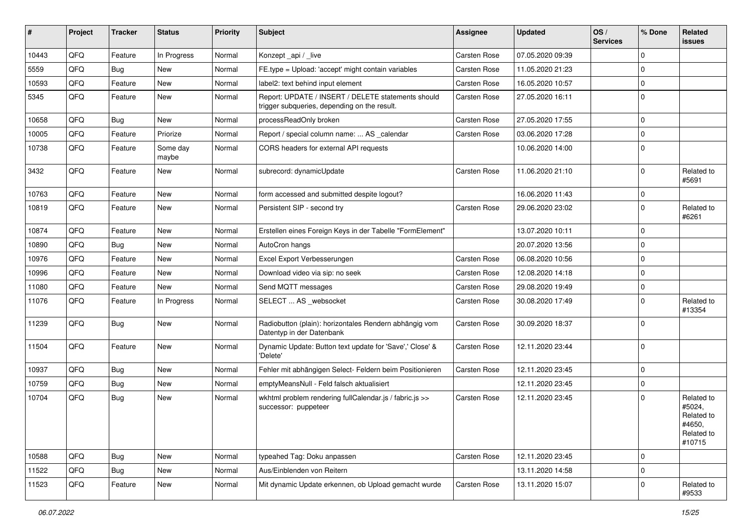| # | Project | Tracker | Status | Priority | Subject | Assignee | Updated | OS / Services | % Done | Related issues |
|---|---|---|---|---|---|---|---|---|---|---|
| 10443 | QFQ | Feature | In Progress | Normal | Konzept _api / _live | Carsten Rose | 07.05.2020 09:39 | | 0 | |
| 5559 | QFQ | Bug | New | Normal | FE.type = Upload: 'accept' might contain variables | Carsten Rose | 11.05.2020 21:23 | | 0 | |
| 10593 | QFQ | Feature | New | Normal | label2: text behind input element | Carsten Rose | 16.05.2020 10:57 | | 0 | |
| 5345 | QFQ | Feature | New | Normal | Report: UPDATE / INSERT / DELETE statements should trigger subqueries, depending on the result. | Carsten Rose | 27.05.2020 16:11 | | 0 | |
| 10658 | QFQ | Bug | New | Normal | processReadOnly broken | Carsten Rose | 27.05.2020 17:55 | | 0 | |
| 10005 | QFQ | Feature | Priorize | Normal | Report / special column name: ... AS _calendar | Carsten Rose | 03.06.2020 17:28 | | 0 | |
| 10738 | QFQ | Feature | Some day maybe | Normal | CORS headers for external API requests | | 10.06.2020 14:00 | | 0 | |
| 3432 | QFQ | Feature | New | Normal | subrecord: dynamicUpdate | Carsten Rose | 11.06.2020 21:10 | | 0 | Related to #5691 |
| 10763 | QFQ | Feature | New | Normal | form accessed and submitted despite logout? | | 16.06.2020 11:43 | | 0 | |
| 10819 | QFQ | Feature | New | Normal | Persistent SIP - second try | Carsten Rose | 29.06.2020 23:02 | | 0 | Related to #6261 |
| 10874 | QFQ | Feature | New | Normal | Erstellen eines Foreign Keys in der Tabelle "FormElement" | | 13.07.2020 10:11 | | 0 | |
| 10890 | QFQ | Bug | New | Normal | AutoCron hangs | | 20.07.2020 13:56 | | 0 | |
| 10976 | QFQ | Feature | New | Normal | Excel Export Verbesserungen | Carsten Rose | 06.08.2020 10:56 | | 0 | |
| 10996 | QFQ | Feature | New | Normal | Download video via sip: no seek | Carsten Rose | 12.08.2020 14:18 | | 0 | |
| 11080 | QFQ | Feature | New | Normal | Send MQTT messages | Carsten Rose | 29.08.2020 19:49 | | 0 | |
| 11076 | QFQ | Feature | In Progress | Normal | SELECT ... AS _websocket | Carsten Rose | 30.08.2020 17:49 | | 0 | Related to #13354 |
| 11239 | QFQ | Bug | New | Normal | Radiobutton (plain): horizontales Rendern abhängig vom Datentyp in der Datenbank | Carsten Rose | 30.09.2020 18:37 | | 0 | |
| 11504 | QFQ | Feature | New | Normal | Dynamic Update: Button text update for 'Save',' Close' & 'Delete' | Carsten Rose | 12.11.2020 23:44 | | 0 | |
| 10937 | QFQ | Bug | New | Normal | Fehler mit abhängigen Select- Feldern beim Positionieren | Carsten Rose | 12.11.2020 23:45 | | 0 | |
| 10759 | QFQ | Bug | New | Normal | emptyMeansNull - Feld falsch aktualisiert | | 12.11.2020 23:45 | | 0 | |
| 10704 | QFQ | Bug | New | Normal | wkhtml problem rendering fullCalendar.js / fabric.js >> successor: puppeteer | Carsten Rose | 12.11.2020 23:45 | | 0 | Related to #5024, Related to #4650, Related to #10715 |
| 10588 | QFQ | Bug | New | Normal | typeahed Tag: Doku anpassen | Carsten Rose | 12.11.2020 23:45 | | 0 | |
| 11522 | QFQ | Bug | New | Normal | Aus/Einblenden von Reitern | | 13.11.2020 14:58 | | 0 | |
| 11523 | QFQ | Feature | New | Normal | Mit dynamic Update erkennen, ob Upload gemacht wurde | Carsten Rose | 13.11.2020 15:07 | | 0 | Related to #9533 |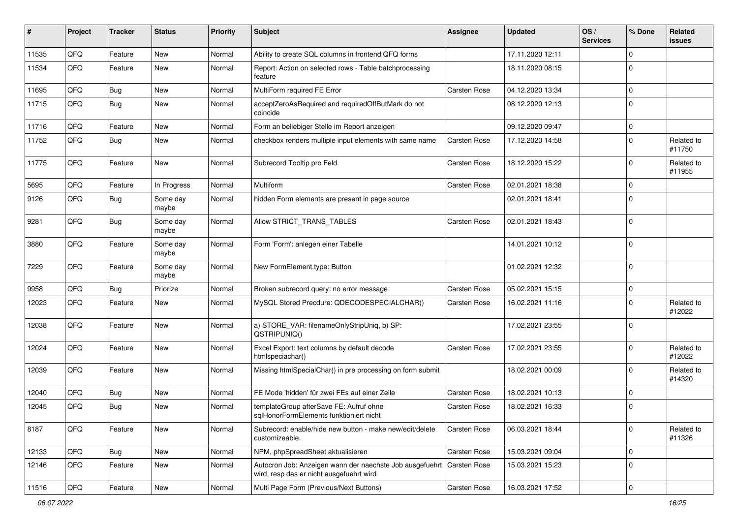| # | Project | Tracker | Status | Priority | Subject | Assignee | Updated | OS / Services | % Done | Related issues |
|---|---|---|---|---|---|---|---|---|---|---|
| 11535 | QFQ | Feature | New | Normal | Ability to create SQL columns in frontend QFQ forms | | 17.11.2020 12:11 | | 0 | |
| 11534 | QFQ | Feature | New | Normal | Report: Action on selected rows - Table batchprocessing feature | | 18.11.2020 08:15 | | 0 | |
| 11695 | QFQ | Bug | New | Normal | MultiForm required FE Error | Carsten Rose | 04.12.2020 13:34 | | 0 | |
| 11715 | QFQ | Bug | New | Normal | acceptZeroAsRequired and requiredOffButMark do not coincide | | 08.12.2020 12:13 | | 0 | |
| 11716 | QFQ | Feature | New | Normal | Form an beliebiger Stelle im Report anzeigen | | 09.12.2020 09:47 | | 0 | |
| 11752 | QFQ | Bug | New | Normal | checkbox renders multiple input elements with same name | Carsten Rose | 17.12.2020 14:58 | | 0 | Related to #11750 |
| 11775 | QFQ | Feature | New | Normal | Subrecord Tooltip pro Feld | Carsten Rose | 18.12.2020 15:22 | | 0 | Related to #11955 |
| 5695 | QFQ | Feature | In Progress | Normal | Multiform | Carsten Rose | 02.01.2021 18:38 | | 0 | |
| 9126 | QFQ | Bug | Some day maybe | Normal | hidden Form elements are present in page source | | 02.01.2021 18:41 | | 0 | |
| 9281 | QFQ | Bug | Some day maybe | Normal | Allow STRICT_TRANS_TABLES | Carsten Rose | 02.01.2021 18:43 | | 0 | |
| 3880 | QFQ | Feature | Some day maybe | Normal | Form 'Form': anlegen einer Tabelle | | 14.01.2021 10:12 | | 0 | |
| 7229 | QFQ | Feature | Some day maybe | Normal | New FormElement.type: Button | | 01.02.2021 12:32 | | 0 | |
| 9958 | QFQ | Bug | Priorize | Normal | Broken subrecord query: no error message | Carsten Rose | 05.02.2021 15:15 | | 0 | |
| 12023 | QFQ | Feature | New | Normal | MySQL Stored Precdure: QDECODESPECIALCHAR() | Carsten Rose | 16.02.2021 11:16 | | 0 | Related to #12022 |
| 12038 | QFQ | Feature | New | Normal | a) STORE_VAR: filenameOnlyStripUniq, b) SP: QSTRIPUNIQ() | | 17.02.2021 23:55 | | 0 | |
| 12024 | QFQ | Feature | New | Normal | Excel Export: text columns by default decode htmlspeciachar() | Carsten Rose | 17.02.2021 23:55 | | 0 | Related to #12022 |
| 12039 | QFQ | Feature | New | Normal | Missing htmlSpecialChar() in pre processing on form submit | | 18.02.2021 00:09 | | 0 | Related to #14320 |
| 12040 | QFQ | Bug | New | Normal | FE Mode 'hidden' für zwei FEs auf einer Zeile | Carsten Rose | 18.02.2021 10:13 | | 0 | |
| 12045 | QFQ | Bug | New | Normal | templateGroup afterSave FE: Aufruf ohne sqlHonorFormElements funktioniert nicht | Carsten Rose | 18.02.2021 16:33 | | 0 | |
| 8187 | QFQ | Feature | New | Normal | Subrecord: enable/hide new button - make new/edit/delete customizeable. | Carsten Rose | 06.03.2021 18:44 | | 0 | Related to #11326 |
| 12133 | QFQ | Bug | New | Normal | NPM, phpSpreadSheet aktualisieren | Carsten Rose | 15.03.2021 09:04 | | 0 | |
| 12146 | QFQ | Feature | New | Normal | Autocron Job: Anzeigen wann der naechste Job ausgefuehrt wird, resp das er nicht ausgefuehrt wird | Carsten Rose | 15.03.2021 15:23 | | 0 | |
| 11516 | QFQ | Feature | New | Normal | Multi Page Form (Previous/Next Buttons) | Carsten Rose | 16.03.2021 17:52 | | 0 | |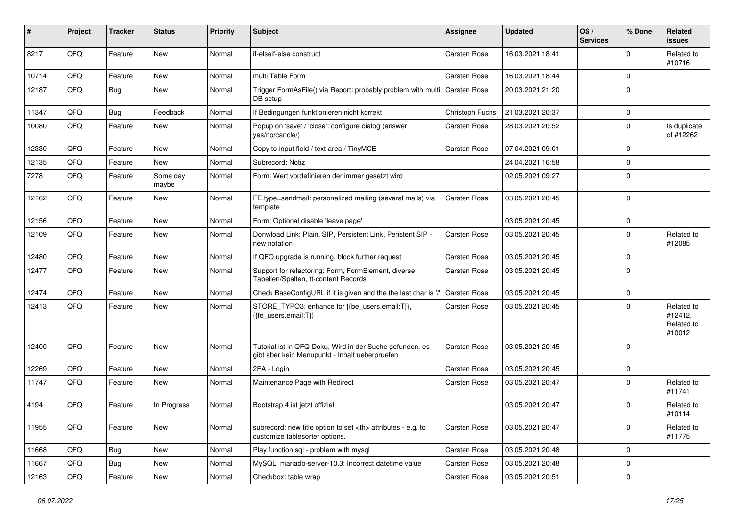| # | Project | Tracker | Status | Priority | Subject | Assignee | Updated | OS / Services | % Done | Related issues |
|---|---|---|---|---|---|---|---|---|---|---|
| 8217 | QFQ | Feature | New | Normal | if-elseif-else construct | Carsten Rose | 16.03.2021 18:41 | | 0 | Related to #10716 |
| 10714 | QFQ | Feature | New | Normal | multi Table Form | Carsten Rose | 16.03.2021 18:44 | | 0 | |
| 12187 | QFQ | Bug | New | Normal | Trigger FormAsFile() via Report: probably problem with multi DB setup | Carsten Rose | 20.03.2021 21:20 | | 0 | |
| 11347 | QFQ | Bug | Feedback | Normal | If Bedingungen funktionieren nicht korrekt | Christoph Fuchs | 21.03.2021 20:37 | | 0 | |
| 10080 | QFQ | Feature | New | Normal | Popup on 'save' / 'close': configure dialog (answer yes/no/cancle/) | Carsten Rose | 28.03.2021 20:52 | | 0 | Is duplicate of #12262 |
| 12330 | QFQ | Feature | New | Normal | Copy to input field / text area / TinyMCE | Carsten Rose | 07.04.2021 09:01 | | 0 | |
| 12135 | QFQ | Feature | New | Normal | Subrecord: Notiz | | 24.04.2021 16:58 | | 0 | |
| 7278 | QFQ | Feature | Some day maybe | Normal | Form: Wert vordefinieren der immer gesetzt wird | | 02.05.2021 09:27 | | 0 | |
| 12162 | QFQ | Feature | New | Normal | FE.type=sendmail: personalized mailing (several mails) via template | Carsten Rose | 03.05.2021 20:45 | | 0 | |
| 12156 | QFQ | Feature | New | Normal | Form: Optional disable 'leave page' | | 03.05.2021 20:45 | | 0 | |
| 12109 | QFQ | Feature | New | Normal | Donwload Link: Plain, SIP, Persistent Link, Peristent SIP - new notation | Carsten Rose | 03.05.2021 20:45 | | 0 | Related to #12085 |
| 12480 | QFQ | Feature | New | Normal | If QFQ upgrade is running, block further request | Carsten Rose | 03.05.2021 20:45 | | 0 | |
| 12477 | QFQ | Feature | New | Normal | Support for refactoring: Form, FormElement, diverse Tabellen/Spalten, tt-content Records | Carsten Rose | 03.05.2021 20:45 | | 0 | |
| 12474 | QFQ | Feature | New | Normal | Check BaseConfigURL if it is given and the the last char is '/' | Carsten Rose | 03.05.2021 20:45 | | 0 | |
| 12413 | QFQ | Feature | New | Normal | STORE_TYPO3: enhance for {{be_users.email:T}}, {{fe_users.email:T}} | Carsten Rose | 03.05.2021 20:45 | | 0 | Related to #12412, Related to #10012 |
| 12400 | QFQ | Feature | New | Normal | Tutorial ist in QFQ Doku, Wird in der Suche gefunden, es gibt aber kein Menupunkt - Inhalt ueberpruefen | Carsten Rose | 03.05.2021 20:45 | | 0 | |
| 12269 | QFQ | Feature | New | Normal | 2FA - Login | Carsten Rose | 03.05.2021 20:45 | | 0 | |
| 11747 | QFQ | Feature | New | Normal | Maintenance Page with Redirect | Carsten Rose | 03.05.2021 20:47 | | 0 | Related to #11741 |
| 4194 | QFQ | Feature | In Progress | Normal | Bootstrap 4 ist jetzt offiziel | | 03.05.2021 20:47 | | 0 | Related to #10114 |
| 11955 | QFQ | Feature | New | Normal | subrecord: new title option to set <th> attributes - e.g. to customize tablesorter options. | Carsten Rose | 03.05.2021 20:47 | | 0 | Related to #11775 |
| 11668 | QFQ | Bug | New | Normal | Play function.sql - problem with mysql | Carsten Rose | 03.05.2021 20:48 | | 0 | |
| 11667 | QFQ | Bug | New | Normal | MySQL mariadb-server-10.3: Incorrect datetime value | Carsten Rose | 03.05.2021 20:48 | | 0 | |
| 12163 | QFQ | Feature | New | Normal | Checkbox: table wrap | Carsten Rose | 03.05.2021 20:51 | | 0 | |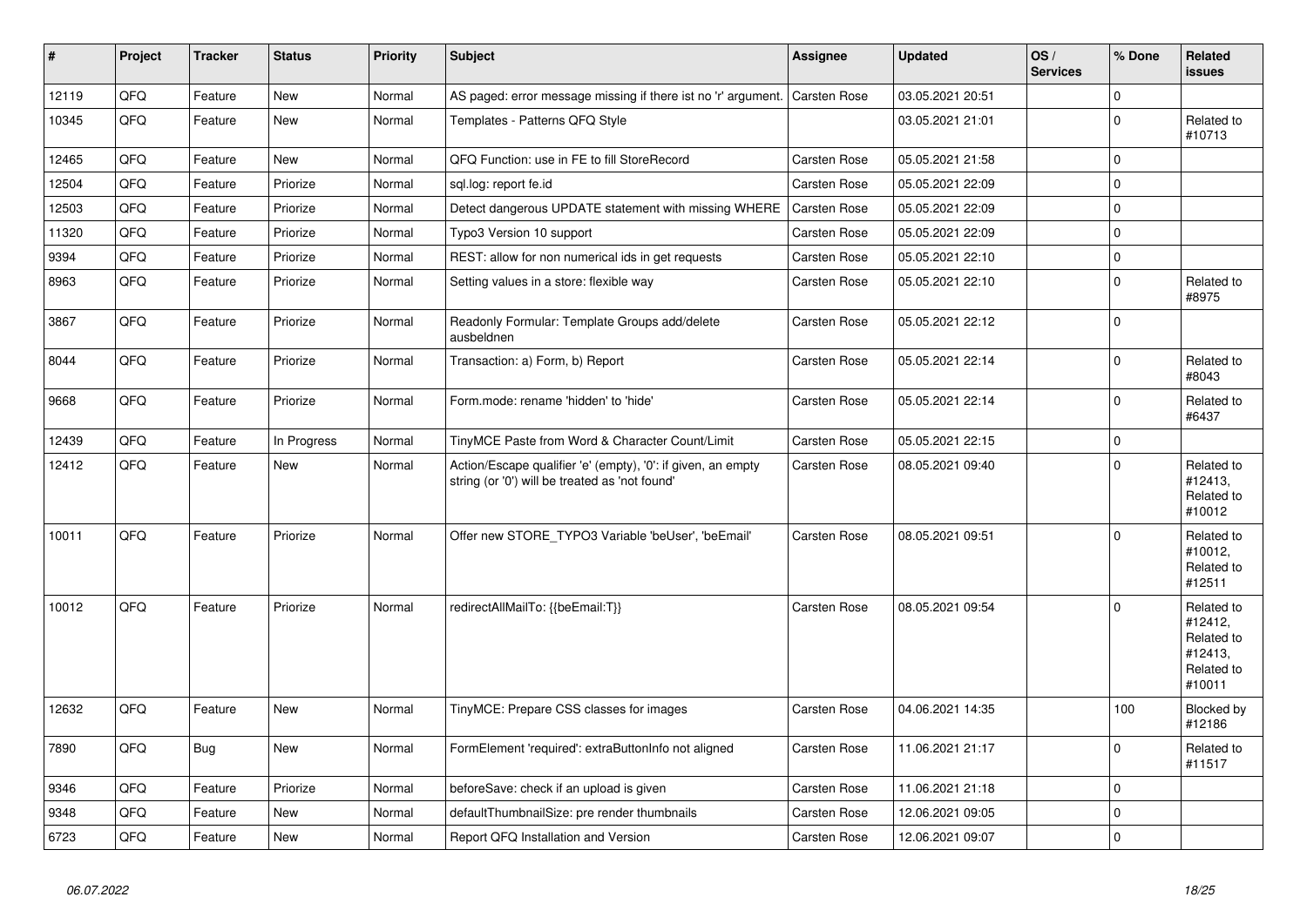| # | Project | Tracker | Status | Priority | Subject | Assignee | Updated | OS / Services | % Done | Related issues |
|---|---|---|---|---|---|---|---|---|---|---|
| 12119 | QFQ | Feature | New | Normal | AS paged: error message missing if there ist no 'r' argument. | Carsten Rose | 03.05.2021 20:51 | | 0 | |
| 10345 | QFQ | Feature | New | Normal | Templates - Patterns QFQ Style | | 03.05.2021 21:01 | | 0 | Related to #10713 |
| 12465 | QFQ | Feature | New | Normal | QFQ Function: use in FE to fill StoreRecord | Carsten Rose | 05.05.2021 21:58 | | 0 | |
| 12504 | QFQ | Feature | Priorize | Normal | sql.log: report fe.id | Carsten Rose | 05.05.2021 22:09 | | 0 | |
| 12503 | QFQ | Feature | Priorize | Normal | Detect dangerous UPDATE statement with missing WHERE | Carsten Rose | 05.05.2021 22:09 | | 0 | |
| 11320 | QFQ | Feature | Priorize | Normal | Typo3 Version 10 support | Carsten Rose | 05.05.2021 22:09 | | 0 | |
| 9394 | QFQ | Feature | Priorize | Normal | REST: allow for non numerical ids in get requests | Carsten Rose | 05.05.2021 22:10 | | 0 | |
| 8963 | QFQ | Feature | Priorize | Normal | Setting values in a store: flexible way | Carsten Rose | 05.05.2021 22:10 | | 0 | Related to #8975 |
| 3867 | QFQ | Feature | Priorize | Normal | Readonly Formular: Template Groups add/delete ausbeldnen | Carsten Rose | 05.05.2021 22:12 | | 0 | |
| 8044 | QFQ | Feature | Priorize | Normal | Transaction: a) Form, b) Report | Carsten Rose | 05.05.2021 22:14 | | 0 | Related to #8043 |
| 9668 | QFQ | Feature | Priorize | Normal | Form.mode: rename 'hidden' to 'hide' | Carsten Rose | 05.05.2021 22:14 | | 0 | Related to #6437 |
| 12439 | QFQ | Feature | In Progress | Normal | TinyMCE Paste from Word & Character Count/Limit | Carsten Rose | 05.05.2021 22:15 | | 0 | |
| 12412 | QFQ | Feature | New | Normal | Action/Escape qualifier 'e' (empty), '0': if given, an empty string (or '0') will be treated as 'not found' | Carsten Rose | 08.05.2021 09:40 | | 0 | Related to #12413, Related to #10012 |
| 10011 | QFQ | Feature | Priorize | Normal | Offer new STORE_TYPO3 Variable 'beUser', 'beEmail' | Carsten Rose | 08.05.2021 09:51 | | 0 | Related to #10012, Related to #12511 |
| 10012 | QFQ | Feature | Priorize | Normal | redirectAllMailTo: {{beEmail:T}} | Carsten Rose | 08.05.2021 09:54 | | 0 | Related to #12412, Related to #12413, Related to #10011 |
| 12632 | QFQ | Feature | New | Normal | TinyMCE: Prepare CSS classes for images | Carsten Rose | 04.06.2021 14:35 | | 100 | Blocked by #12186 |
| 7890 | QFQ | Bug | New | Normal | FormElement 'required': extraButtonInfo not aligned | Carsten Rose | 11.06.2021 21:17 | | 0 | Related to #11517 |
| 9346 | QFQ | Feature | Priorize | Normal | beforeSave: check if an upload is given | Carsten Rose | 11.06.2021 21:18 | | 0 | |
| 9348 | QFQ | Feature | New | Normal | defaultThumbnailSize: pre render thumbnails | Carsten Rose | 12.06.2021 09:05 | | 0 | |
| 6723 | QFQ | Feature | New | Normal | Report QFQ Installation and Version | Carsten Rose | 12.06.2021 09:07 | | 0 | |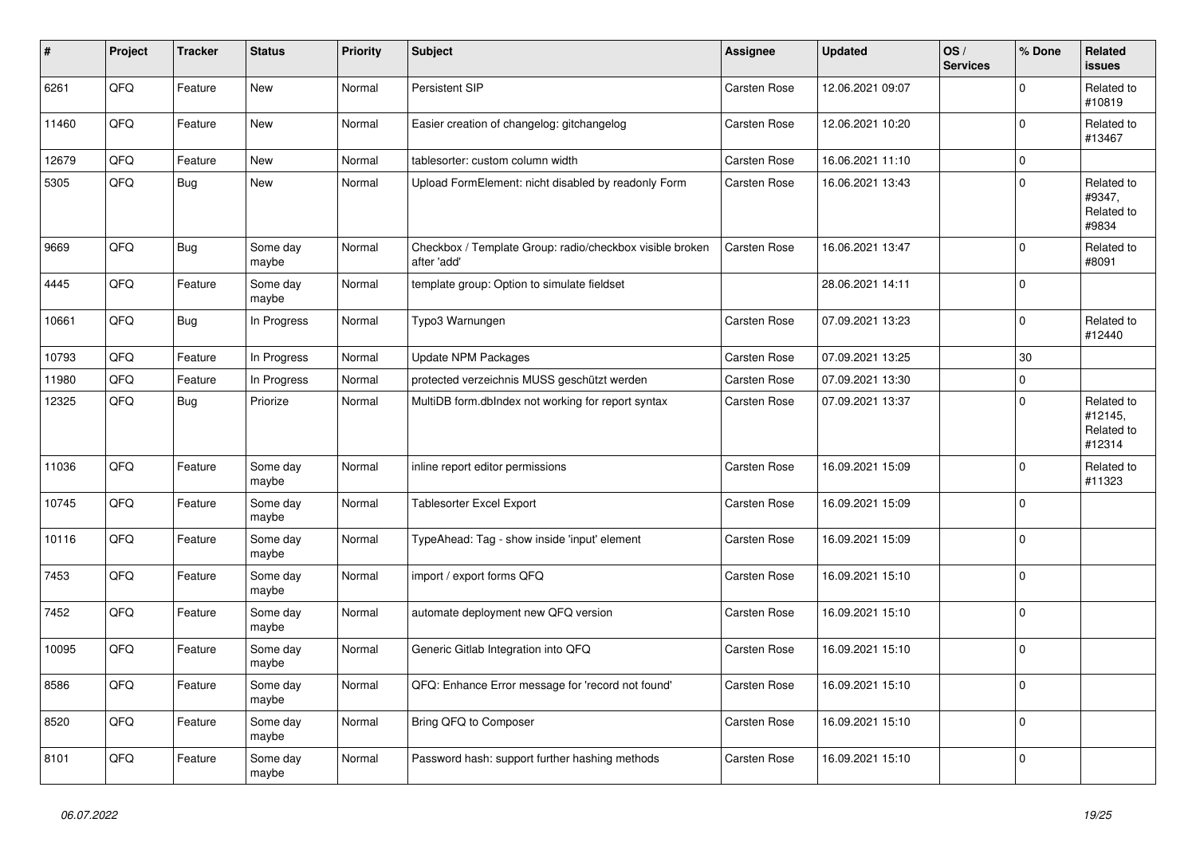| # | Project | Tracker | Status | Priority | Subject | Assignee | Updated | OS / Services | % Done | Related issues |
|---|---|---|---|---|---|---|---|---|---|---|
| 6261 | QFQ | Feature | New | Normal | Persistent SIP | Carsten Rose | 12.06.2021 09:07 | | 0 | Related to #10819 |
| 11460 | QFQ | Feature | New | Normal | Easier creation of changelog: gitchangelog | Carsten Rose | 12.06.2021 10:20 | | 0 | Related to #13467 |
| 12679 | QFQ | Feature | New | Normal | tablesorter: custom column width | Carsten Rose | 16.06.2021 11:10 | | 0 | |
| 5305 | QFQ | Bug | New | Normal | Upload FormElement: nicht disabled by readonly Form | Carsten Rose | 16.06.2021 13:43 | | 0 | Related to #9347, Related to #9834 |
| 9669 | QFQ | Bug | Some day maybe | Normal | Checkbox / Template Group: radio/checkbox visible broken after 'add' | Carsten Rose | 16.06.2021 13:47 | | 0 | Related to #8091 |
| 4445 | QFQ | Feature | Some day maybe | Normal | template group: Option to simulate fieldset | | 28.06.2021 14:11 | | 0 | |
| 10661 | QFQ | Bug | In Progress | Normal | Typo3 Warnungen | Carsten Rose | 07.09.2021 13:23 | | 0 | Related to #12440 |
| 10793 | QFQ | Feature | In Progress | Normal | Update NPM Packages | Carsten Rose | 07.09.2021 13:25 | | 30 | |
| 11980 | QFQ | Feature | In Progress | Normal | protected verzeichnis MUSS geschützt werden | Carsten Rose | 07.09.2021 13:30 | | 0 | |
| 12325 | QFQ | Bug | Priorize | Normal | MultiDB form.dbIndex not working for report syntax | Carsten Rose | 07.09.2021 13:37 | | 0 | Related to #12145, Related to #12314 |
| 11036 | QFQ | Feature | Some day maybe | Normal | inline report editor permissions | Carsten Rose | 16.09.2021 15:09 | | 0 | Related to #11323 |
| 10745 | QFQ | Feature | Some day maybe | Normal | Tablesorter Excel Export | Carsten Rose | 16.09.2021 15:09 | | 0 | |
| 10116 | QFQ | Feature | Some day maybe | Normal | TypeAhead: Tag - show inside 'input' element | Carsten Rose | 16.09.2021 15:09 | | 0 | |
| 7453 | QFQ | Feature | Some day maybe | Normal | import / export forms QFQ | Carsten Rose | 16.09.2021 15:10 | | 0 | |
| 7452 | QFQ | Feature | Some day maybe | Normal | automate deployment new QFQ version | Carsten Rose | 16.09.2021 15:10 | | 0 | |
| 10095 | QFQ | Feature | Some day maybe | Normal | Generic Gitlab Integration into QFQ | Carsten Rose | 16.09.2021 15:10 | | 0 | |
| 8586 | QFQ | Feature | Some day maybe | Normal | QFQ: Enhance Error message for 'record not found' | Carsten Rose | 16.09.2021 15:10 | | 0 | |
| 8520 | QFQ | Feature | Some day maybe | Normal | Bring QFQ to Composer | Carsten Rose | 16.09.2021 15:10 | | 0 | |
| 8101 | QFQ | Feature | Some day maybe | Normal | Password hash: support further hashing methods | Carsten Rose | 16.09.2021 15:10 | | 0 | |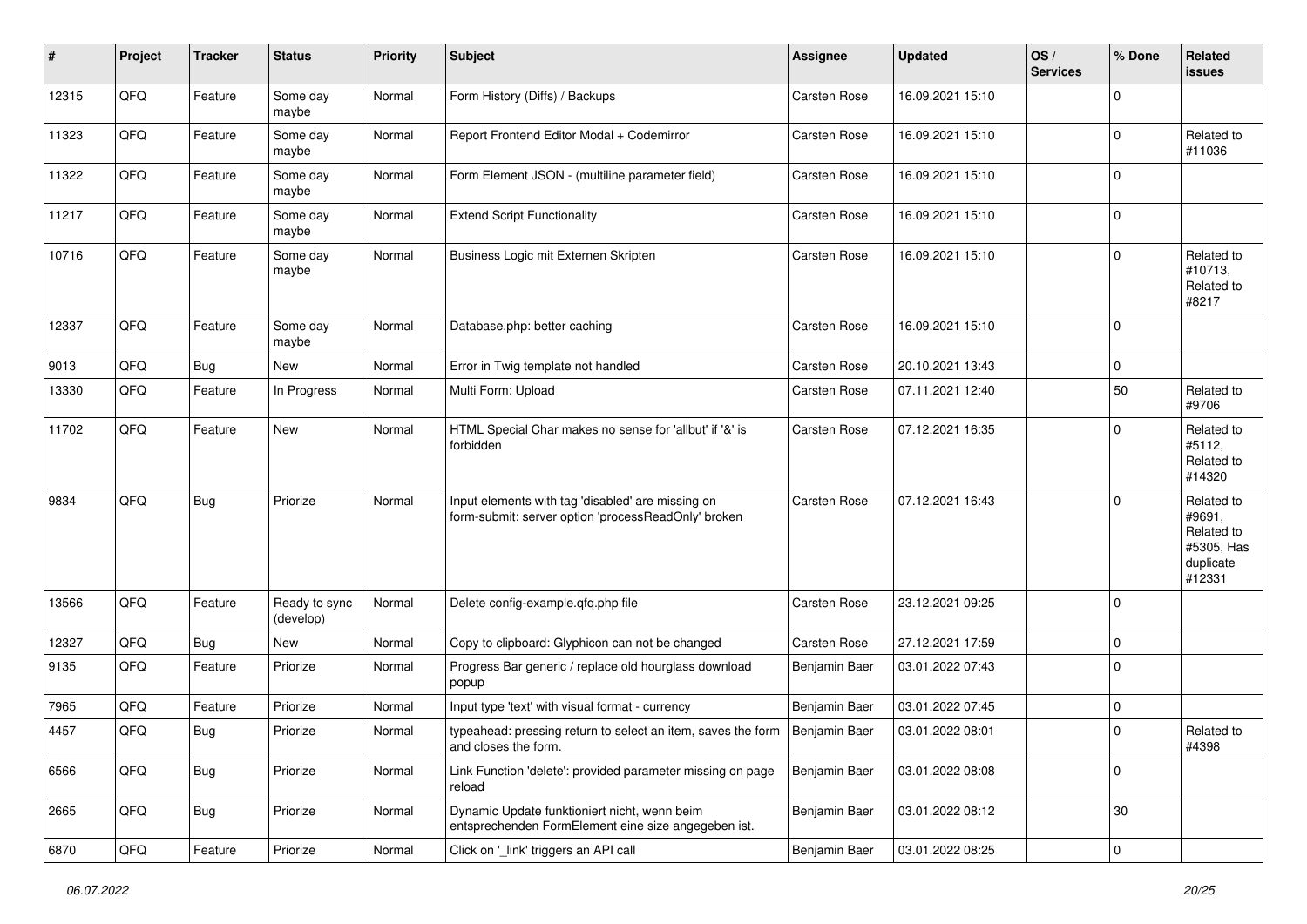| # | Project | Tracker | Status | Priority | Subject | Assignee | Updated | OS / Services | % Done | Related issues |
|---|---|---|---|---|---|---|---|---|---|---|
| 12315 | QFQ | Feature | Some day maybe | Normal | Form History (Diffs) / Backups | Carsten Rose | 16.09.2021 15:10 | | 0 | |
| 11323 | QFQ | Feature | Some day maybe | Normal | Report Frontend Editor Modal + Codemirror | Carsten Rose | 16.09.2021 15:10 | | 0 | Related to #11036 |
| 11322 | QFQ | Feature | Some day maybe | Normal | Form Element JSON - (multiline parameter field) | Carsten Rose | 16.09.2021 15:10 | | 0 | |
| 11217 | QFQ | Feature | Some day maybe | Normal | Extend Script Functionality | Carsten Rose | 16.09.2021 15:10 | | 0 | |
| 10716 | QFQ | Feature | Some day maybe | Normal | Business Logic mit Externen Skripten | Carsten Rose | 16.09.2021 15:10 | | 0 | Related to #10713, Related to #8217 |
| 12337 | QFQ | Feature | Some day maybe | Normal | Database.php: better caching | Carsten Rose | 16.09.2021 15:10 | | 0 | |
| 9013 | QFQ | Bug | New | Normal | Error in Twig template not handled | Carsten Rose | 20.10.2021 13:43 | | 0 | |
| 13330 | QFQ | Feature | In Progress | Normal | Multi Form: Upload | Carsten Rose | 07.11.2021 12:40 | | 50 | Related to #9706 |
| 11702 | QFQ | Feature | New | Normal | HTML Special Char makes no sense for 'allbut' if '&' is forbidden | Carsten Rose | 07.12.2021 16:35 | | 0 | Related to #5112, Related to #14320 |
| 9834 | QFQ | Bug | Priorize | Normal | Input elements with tag 'disabled' are missing on form-submit: server option 'processReadOnly' broken | Carsten Rose | 07.12.2021 16:43 | | 0 | Related to #9691, Related to #5305, Has duplicate #12331 |
| 13566 | QFQ | Feature | Ready to sync (develop) | Normal | Delete config-example.qfq.php file | Carsten Rose | 23.12.2021 09:25 | | 0 | |
| 12327 | QFQ | Bug | New | Normal | Copy to clipboard: Glyphicon can not be changed | Carsten Rose | 27.12.2021 17:59 | | 0 | |
| 9135 | QFQ | Feature | Priorize | Normal | Progress Bar generic / replace old hourglass download popup | Benjamin Baer | 03.01.2022 07:43 | | 0 | |
| 7965 | QFQ | Feature | Priorize | Normal | Input type 'text' with visual format - currency | Benjamin Baer | 03.01.2022 07:45 | | 0 | |
| 4457 | QFQ | Bug | Priorize | Normal | typeahead: pressing return to select an item, saves the form and closes the form. | Benjamin Baer | 03.01.2022 08:01 | | 0 | Related to #4398 |
| 6566 | QFQ | Bug | Priorize | Normal | Link Function 'delete': provided parameter missing on page reload | Benjamin Baer | 03.01.2022 08:08 | | 0 | |
| 2665 | QFQ | Bug | Priorize | Normal | Dynamic Update funktioniert nicht, wenn beim entsprechenden FormElement eine size angegeben ist. | Benjamin Baer | 03.01.2022 08:12 | | 30 | |
| 6870 | QFQ | Feature | Priorize | Normal | Click on '_link' triggers an API call | Benjamin Baer | 03.01.2022 08:25 | | 0 | |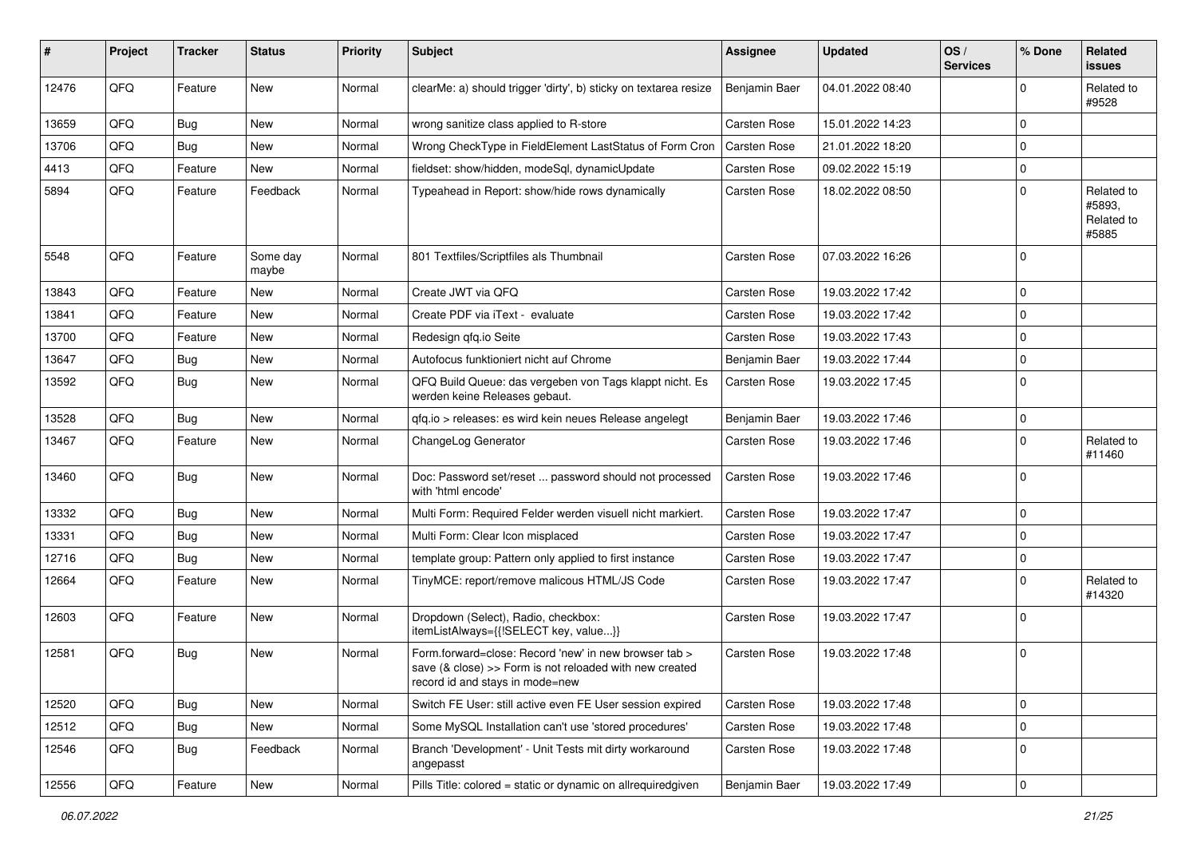| # | Project | Tracker | Status | Priority | Subject | Assignee | Updated | OS / Services | % Done | Related issues |
|---|---|---|---|---|---|---|---|---|---|---|
| 12476 | QFQ | Feature | New | Normal | clearMe: a) should trigger 'dirty', b) sticky on textarea resize | Benjamin Baer | 04.01.2022 08:40 | | 0 | Related to #9528 |
| 13659 | QFQ | Bug | New | Normal | wrong sanitize class applied to R-store | Carsten Rose | 15.01.2022 14:23 | | 0 | |
| 13706 | QFQ | Bug | New | Normal | Wrong CheckType in FieldElement LastStatus of Form Cron | Carsten Rose | 21.01.2022 18:20 | | 0 | |
| 4413 | QFQ | Feature | New | Normal | fieldset: show/hidden, modeSql, dynamicUpdate | Carsten Rose | 09.02.2022 15:19 | | 0 | |
| 5894 | QFQ | Feature | Feedback | Normal | Typeahead in Report: show/hide rows dynamically | Carsten Rose | 18.02.2022 08:50 | | 0 | Related to #5893, Related to #5885 |
| 5548 | QFQ | Feature | Some day maybe | Normal | 801 Textfiles/Scriptfiles als Thumbnail | Carsten Rose | 07.03.2022 16:26 | | 0 | |
| 13843 | QFQ | Feature | New | Normal | Create JWT via QFQ | Carsten Rose | 19.03.2022 17:42 | | 0 | |
| 13841 | QFQ | Feature | New | Normal | Create PDF via iText - evaluate | Carsten Rose | 19.03.2022 17:42 | | 0 | |
| 13700 | QFQ | Feature | New | Normal | Redesign qfq.io Seite | Carsten Rose | 19.03.2022 17:43 | | 0 | |
| 13647 | QFQ | Bug | New | Normal | Autofocus funktioniert nicht auf Chrome | Benjamin Baer | 19.03.2022 17:44 | | 0 | |
| 13592 | QFQ | Bug | New | Normal | QFQ Build Queue: das vergeben von Tags klappt nicht. Es werden keine Releases gebaut. | Carsten Rose | 19.03.2022 17:45 | | 0 | |
| 13528 | QFQ | Bug | New | Normal | qfq.io > releases: es wird kein neues Release angelegt | Benjamin Baer | 19.03.2022 17:46 | | 0 | |
| 13467 | QFQ | Feature | New | Normal | ChangeLog Generator | Carsten Rose | 19.03.2022 17:46 | | 0 | Related to #11460 |
| 13460 | QFQ | Bug | New | Normal | Doc: Password set/reset ... password should not processed with 'html encode' | Carsten Rose | 19.03.2022 17:46 | | 0 | |
| 13332 | QFQ | Bug | New | Normal | Multi Form: Required Felder werden visuell nicht markiert. | Carsten Rose | 19.03.2022 17:47 | | 0 | |
| 13331 | QFQ | Bug | New | Normal | Multi Form: Clear Icon misplaced | Carsten Rose | 19.03.2022 17:47 | | 0 | |
| 12716 | QFQ | Bug | New | Normal | template group: Pattern only applied to first instance | Carsten Rose | 19.03.2022 17:47 | | 0 | |
| 12664 | QFQ | Feature | New | Normal | TinyMCE: report/remove malicous HTML/JS Code | Carsten Rose | 19.03.2022 17:47 | | 0 | Related to #14320 |
| 12603 | QFQ | Feature | New | Normal | Dropdown (Select), Radio, checkbox: itemListAlways={{!SELECT key, value...}} | Carsten Rose | 19.03.2022 17:47 | | 0 | |
| 12581 | QFQ | Bug | New | Normal | Form.forward=close: Record 'new' in new browser tab > save (& close) >> Form is not reloaded with new created record id and stays in mode=new | Carsten Rose | 19.03.2022 17:48 | | 0 | |
| 12520 | QFQ | Bug | New | Normal | Switch FE User: still active even FE User session expired | Carsten Rose | 19.03.2022 17:48 | | 0 | |
| 12512 | QFQ | Bug | New | Normal | Some MySQL Installation can't use 'stored procedures' | Carsten Rose | 19.03.2022 17:48 | | 0 | |
| 12546 | QFQ | Bug | Feedback | Normal | Branch 'Development' - Unit Tests mit dirty workaround angepasst | Carsten Rose | 19.03.2022 17:48 | | 0 | |
| 12556 | QFQ | Feature | New | Normal | Pills Title: colored = static or dynamic on allrequiredgiven | Benjamin Baer | 19.03.2022 17:49 | | 0 | |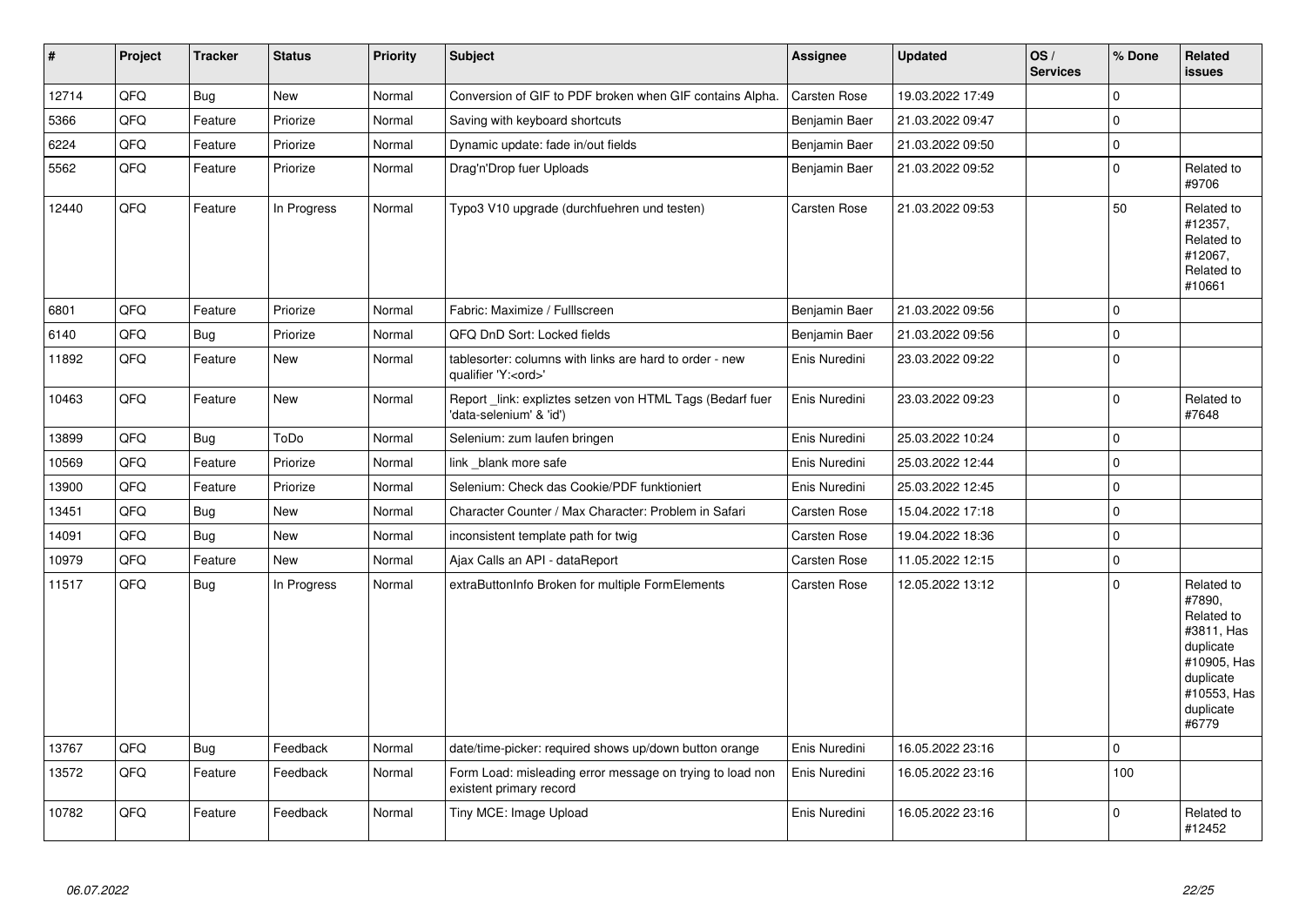| # | Project | Tracker | Status | Priority | Subject | Assignee | Updated | OS / Services | % Done | Related issues |
|---|---|---|---|---|---|---|---|---|---|---|
| 12714 | QFQ | Bug | New | Normal | Conversion of GIF to PDF broken when GIF contains Alpha. | Carsten Rose | 19.03.2022 17:49 | | 0 | |
| 5366 | QFQ | Feature | Priorize | Normal | Saving with keyboard shortcuts | Benjamin Baer | 21.03.2022 09:47 | | 0 | |
| 6224 | QFQ | Feature | Priorize | Normal | Dynamic update: fade in/out fields | Benjamin Baer | 21.03.2022 09:50 | | 0 | |
| 5562 | QFQ | Feature | Priorize | Normal | Drag'n'Drop fuer Uploads | Benjamin Baer | 21.03.2022 09:52 | | 0 | Related to #9706 |
| 12440 | QFQ | Feature | In Progress | Normal | Typo3 V10 upgrade (durchfuehren und testen) | Carsten Rose | 21.03.2022 09:53 | | 50 | Related to #12357, Related to #12067, Related to #10661 |
| 6801 | QFQ | Feature | Priorize | Normal | Fabric: Maximize / Fulllscreen | Benjamin Baer | 21.03.2022 09:56 | | 0 | |
| 6140 | QFQ | Bug | Priorize | Normal | QFQ DnD Sort: Locked fields | Benjamin Baer | 21.03.2022 09:56 | | 0 | |
| 11892 | QFQ | Feature | New | Normal | tablesorter: columns with links are hard to order - new qualifier 'Y:<ord>' | Enis Nuredini | 23.03.2022 09:22 | | 0 | |
| 10463 | QFQ | Feature | New | Normal | Report _link: expliztes setzen von HTML Tags (Bedarf fuer 'data-selenium' & 'id') | Enis Nuredini | 23.03.2022 09:23 | | 0 | Related to #7648 |
| 13899 | QFQ | Bug | ToDo | Normal | Selenium: zum laufen bringen | Enis Nuredini | 25.03.2022 10:24 | | 0 | |
| 10569 | QFQ | Feature | Priorize | Normal | link _blank more safe | Enis Nuredini | 25.03.2022 12:44 | | 0 | |
| 13900 | QFQ | Feature | Priorize | Normal | Selenium: Check das Cookie/PDF funktioniert | Enis Nuredini | 25.03.2022 12:45 | | 0 | |
| 13451 | QFQ | Bug | New | Normal | Character Counter / Max Character: Problem in Safari | Carsten Rose | 15.04.2022 17:18 | | 0 | |
| 14091 | QFQ | Bug | New | Normal | inconsistent template path for twig | Carsten Rose | 19.04.2022 18:36 | | 0 | |
| 10979 | QFQ | Feature | New | Normal | Ajax Calls an API - dataReport | Carsten Rose | 11.05.2022 12:15 | | 0 | |
| 11517 | QFQ | Bug | In Progress | Normal | extraButtonInfo Broken for multiple FormElements | Carsten Rose | 12.05.2022 13:12 | | 0 | Related to #7890, Related to #3811, Has duplicate #10905, Has duplicate #10553, Has duplicate #6779 |
| 13767 | QFQ | Bug | Feedback | Normal | date/time-picker: required shows up/down button orange | Enis Nuredini | 16.05.2022 23:16 | | 0 | |
| 13572 | QFQ | Feature | Feedback | Normal | Form Load: misleading error message on trying to load non existent primary record | Enis Nuredini | 16.05.2022 23:16 | | 100 | |
| 10782 | QFQ | Feature | Feedback | Normal | Tiny MCE: Image Upload | Enis Nuredini | 16.05.2022 23:16 | | 0 | Related to #12452 |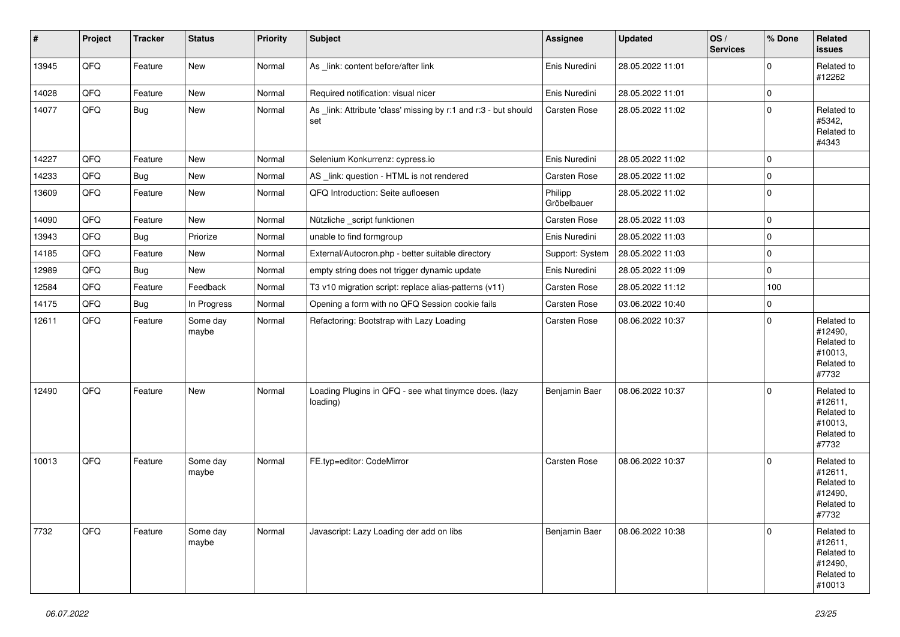| # | Project | Tracker | Status | Priority | Subject | Assignee | Updated | OS / Services | % Done | Related issues |
|---|---|---|---|---|---|---|---|---|---|---|
| 13945 | QFQ | Feature | New | Normal | As _link: content before/after link | Enis Nuredini | 28.05.2022 11:01 | | 0 | Related to #12262 |
| 14028 | QFQ | Feature | New | Normal | Required notification: visual nicer | Enis Nuredini | 28.05.2022 11:01 | | 0 | |
| 14077 | QFQ | Bug | New | Normal | As _link: Attribute 'class' missing by r:1 and r:3 - but should set | Carsten Rose | 28.05.2022 11:02 | | 0 | Related to #5342, Related to #4343 |
| 14227 | QFQ | Feature | New | Normal | Selenium Konkurrenz: cypress.io | Enis Nuredini | 28.05.2022 11:02 | | 0 | |
| 14233 | QFQ | Bug | New | Normal | AS _link: question - HTML is not rendered | Carsten Rose | 28.05.2022 11:02 | | 0 | |
| 13609 | QFQ | Feature | New | Normal | QFQ Introduction: Seite aufloesen | Philipp Gröbelbauer | 28.05.2022 11:02 | | 0 | |
| 14090 | QFQ | Feature | New | Normal | Nützliche _script funktionen | Carsten Rose | 28.05.2022 11:03 | | 0 | |
| 13943 | QFQ | Bug | Priorize | Normal | unable to find formgroup | Enis Nuredini | 28.05.2022 11:03 | | 0 | |
| 14185 | QFQ | Feature | New | Normal | External/Autocron.php - better suitable directory | Support: System | 28.05.2022 11:03 | | 0 | |
| 12989 | QFQ | Bug | New | Normal | empty string does not trigger dynamic update | Enis Nuredini | 28.05.2022 11:09 | | 0 | |
| 12584 | QFQ | Feature | Feedback | Normal | T3 v10 migration script: replace alias-patterns (v11) | Carsten Rose | 28.05.2022 11:12 | | 100 | |
| 14175 | QFQ | Bug | In Progress | Normal | Opening a form with no QFQ Session cookie fails | Carsten Rose | 03.06.2022 10:40 | | 0 | |
| 12611 | QFQ | Feature | Some day maybe | Normal | Refactoring: Bootstrap with Lazy Loading | Carsten Rose | 08.06.2022 10:37 | | 0 | Related to #12490, Related to #10013, Related to #7732 |
| 12490 | QFQ | Feature | New | Normal | Loading Plugins in QFQ - see what tinymce does. (lazy loading) | Benjamin Baer | 08.06.2022 10:37 | | 0 | Related to #12611, Related to #10013, Related to #7732 |
| 10013 | QFQ | Feature | Some day maybe | Normal | FE.typ=editor: CodeMirror | Carsten Rose | 08.06.2022 10:37 | | 0 | Related to #12611, Related to #12490, Related to #7732 |
| 7732 | QFQ | Feature | Some day maybe | Normal | Javascript: Lazy Loading der add on libs | Benjamin Baer | 08.06.2022 10:38 | | 0 | Related to #12611, Related to #12490, Related to #10013 |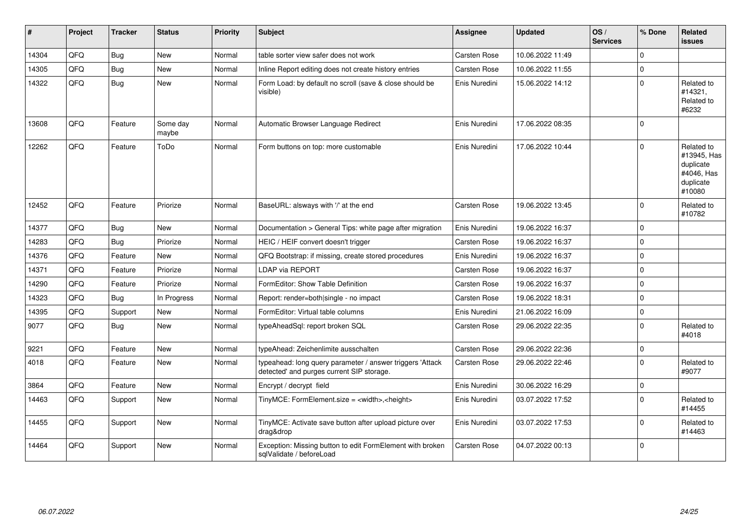| # | Project | Tracker | Status | Priority | Subject | Assignee | Updated | OS / Services | % Done | Related issues |
|---|---|---|---|---|---|---|---|---|---|---|
| 14304 | QFQ | Bug | New | Normal | table sorter view safer does not work | Carsten Rose | 10.06.2022 11:49 | | 0 | |
| 14305 | QFQ | Bug | New | Normal | Inline Report editing does not create history entries | Carsten Rose | 10.06.2022 11:55 | | 0 | |
| 14322 | QFQ | Bug | New | Normal | Form Load: by default no scroll (save & close should be visible) | Enis Nuredini | 15.06.2022 14:12 | | 0 | Related to #14321, Related to #6232 |
| 13608 | QFQ | Feature | Some day maybe | Normal | Automatic Browser Language Redirect | Enis Nuredini | 17.06.2022 08:35 | | 0 | |
| 12262 | QFQ | Feature | ToDo | Normal | Form buttons on top: more customable | Enis Nuredini | 17.06.2022 10:44 | | 0 | Related to #13945, Has duplicate #4046, Has duplicate #10080 |
| 12452 | QFQ | Feature | Priorize | Normal | BaseURL: alsways with '/' at the end | Carsten Rose | 19.06.2022 13:45 | | 0 | Related to #10782 |
| 14377 | QFQ | Bug | New | Normal | Documentation > General Tips: white page after migration | Enis Nuredini | 19.06.2022 16:37 | | 0 | |
| 14283 | QFQ | Bug | Priorize | Normal | HEIC / HEIF convert doesn't trigger | Carsten Rose | 19.06.2022 16:37 | | 0 | |
| 14376 | QFQ | Feature | New | Normal | QFQ Bootstrap: if missing, create stored procedures | Enis Nuredini | 19.06.2022 16:37 | | 0 | |
| 14371 | QFQ | Feature | Priorize | Normal | LDAP via REPORT | Carsten Rose | 19.06.2022 16:37 | | 0 | |
| 14290 | QFQ | Feature | Priorize | Normal | FormEditor: Show Table Definition | Carsten Rose | 19.06.2022 16:37 | | 0 | |
| 14323 | QFQ | Bug | In Progress | Normal | Report: render=both\|single - no impact | Carsten Rose | 19.06.2022 18:31 | | 0 | |
| 14395 | QFQ | Support | New | Normal | FormEditor: Virtual table columns | Enis Nuredini | 21.06.2022 16:09 | | 0 | |
| 9077 | QFQ | Bug | New | Normal | typeAheadSql: report broken SQL | Carsten Rose | 29.06.2022 22:35 | | 0 | Related to #4018 |
| 9221 | QFQ | Feature | New | Normal | typeAhead: Zeichenlimite ausschalten | Carsten Rose | 29.06.2022 22:36 | | 0 | |
| 4018 | QFQ | Feature | New | Normal | typeahead: long query parameter / answer triggers 'Attack detected' and purges current SIP storage. | Carsten Rose | 29.06.2022 22:46 | | 0 | Related to #9077 |
| 3864 | QFQ | Feature | New | Normal | Encrypt / decrypt field | Enis Nuredini | 30.06.2022 16:29 | | 0 | |
| 14463 | QFQ | Support | New | Normal | TinyMCE: FormElement.size = <width>,<height> | Enis Nuredini | 03.07.2022 17:52 | | 0 | Related to #14455 |
| 14455 | QFQ | Support | New | Normal | TinyMCE: Activate save button after upload picture over drag&drop | Enis Nuredini | 03.07.2022 17:53 | | 0 | Related to #14463 |
| 14464 | QFQ | Support | New | Normal | Exception: Missing button to edit FormElement with broken sqlValidate / beforeLoad | Carsten Rose | 04.07.2022 00:13 | | 0 | |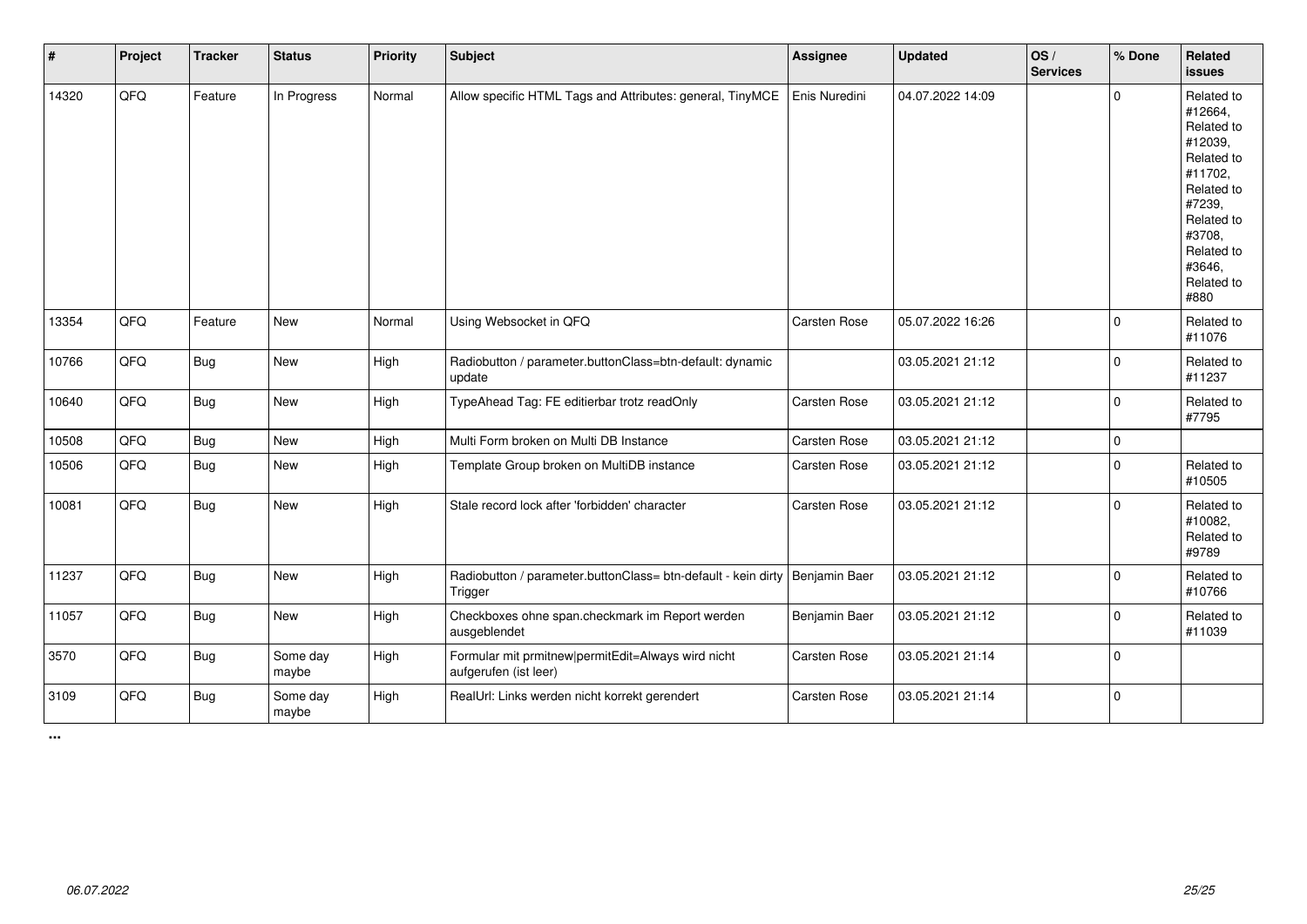| # | Project | Tracker | Status | Priority | Subject | Assignee | Updated | OS / Services | % Done | Related issues |
|---|---|---|---|---|---|---|---|---|---|---|
| 14320 | QFQ | Feature | In Progress | Normal | Allow specific HTML Tags and Attributes: general, TinyMCE | Enis Nuredini | 04.07.2022 14:09 | | 0 | Related to #12664, Related to #12039, Related to #11702, Related to #7239, Related to #3708, Related to #3646, Related to #880 |
| 13354 | QFQ | Feature | New | Normal | Using Websocket in QFQ | Carsten Rose | 05.07.2022 16:26 | | 0 | Related to #11076 |
| 10766 | QFQ | Bug | New | High | Radiobutton / parameter.buttonClass=btn-default: dynamic update | | 03.05.2021 21:12 | | 0 | Related to #11237 |
| 10640 | QFQ | Bug | New | High | TypeAhead Tag: FE editierbar trotz readOnly | Carsten Rose | 03.05.2021 21:12 | | 0 | Related to #7795 |
| 10508 | QFQ | Bug | New | High | Multi Form broken on Multi DB Instance | Carsten Rose | 03.05.2021 21:12 | | 0 | |
| 10506 | QFQ | Bug | New | High | Template Group broken on MultiDB instance | Carsten Rose | 03.05.2021 21:12 | | 0 | Related to #10505 |
| 10081 | QFQ | Bug | New | High | Stale record lock after 'forbidden' character | Carsten Rose | 03.05.2021 21:12 | | 0 | Related to #10082, Related to #9789 |
| 11237 | QFQ | Bug | New | High | Radiobutton / parameter.buttonClass= btn-default - kein dirty Trigger | Benjamin Baer | 03.05.2021 21:12 | | 0 | Related to #10766 |
| 11057 | QFQ | Bug | New | High | Checkboxes ohne span.checkmark im Report werden ausgeblendet | Benjamin Baer | 03.05.2021 21:12 | | 0 | Related to #11039 |
| 3570 | QFQ | Bug | Some day maybe | High | Formular mit prmitnew\|permitEdit=Always wird nicht aufgerufen (ist leer) | Carsten Rose | 03.05.2021 21:14 | | 0 | |
| 3109 | QFQ | Bug | Some day maybe | High | RealUrl: Links werden nicht korrekt gerendert | Carsten Rose | 03.05.2021 21:14 | | 0 | |

...